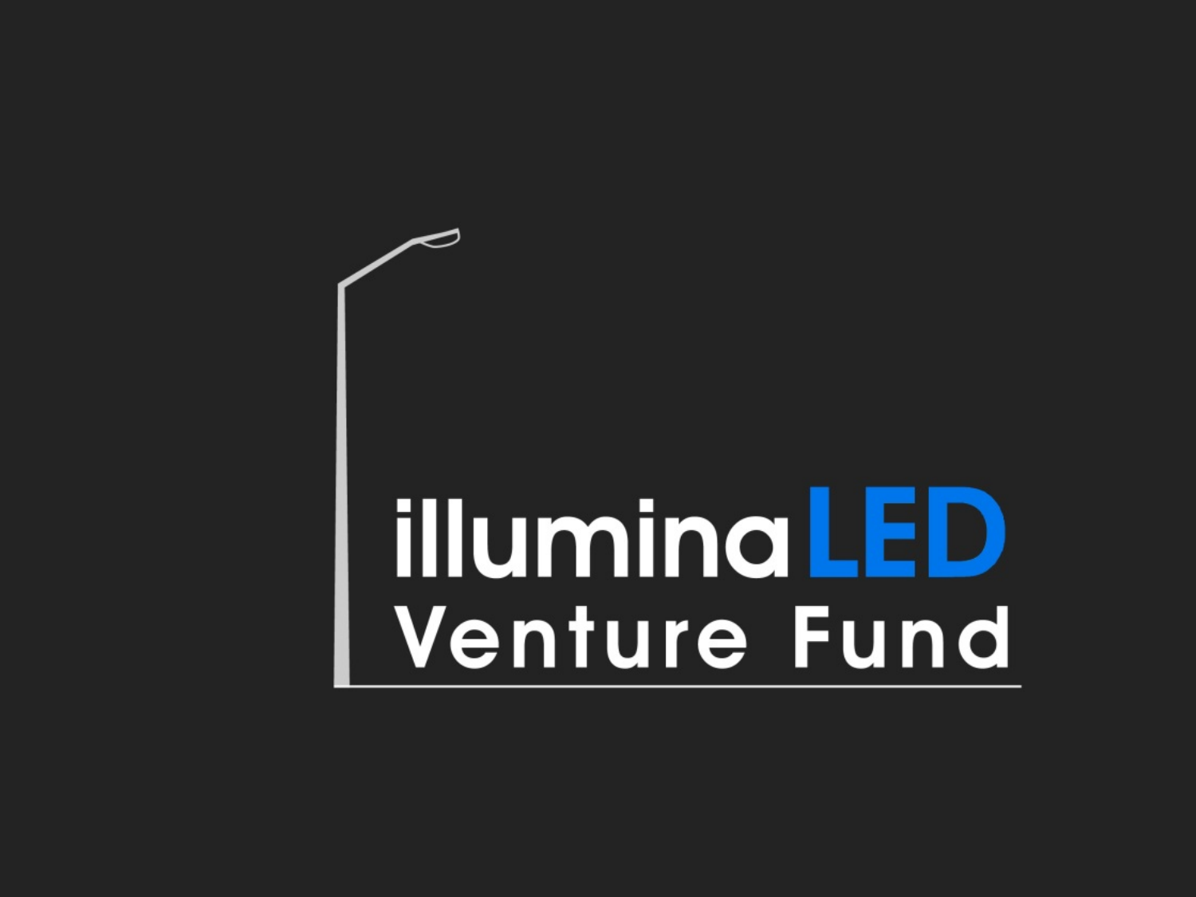# illuminaLED Venture Fund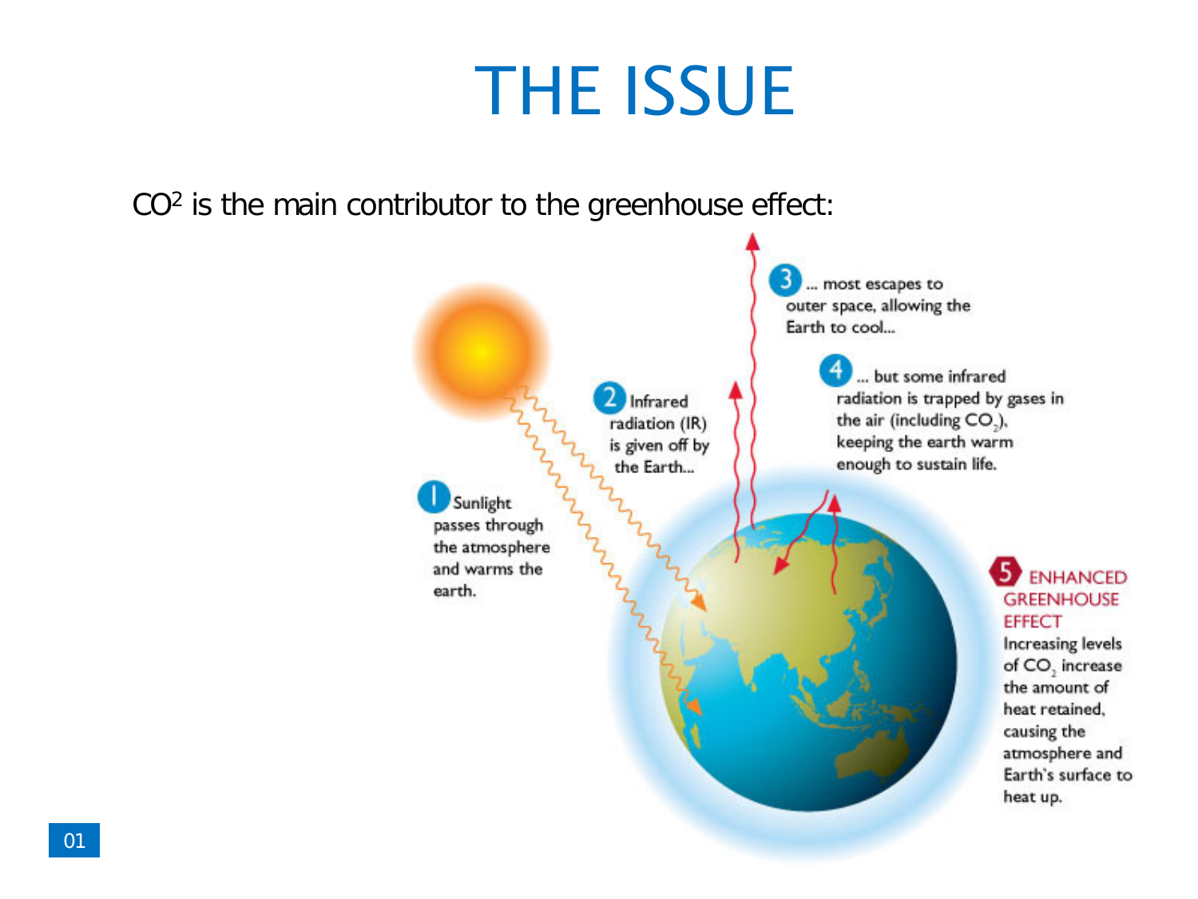# THE ISSUE

$CO^2$ is the main contributor to the greenhouse effect:

1 Sunlight passes through the atmosphere and warms the earth.

2 Infrared radiation (IR) is given off by the Earth...

3 ... most escapes to outer space, allowing the Earth to cool...

4 ... but some infrared radiation is trapped by gases in the air (including $CO_2$), keeping the earth warm enough to sustain life.

5 ENHANCED GREENHOUSE EFFECT

Increasing levels of $CO_2$ increase the amount of heat retained, causing the atmosphere and Earth's surface to heat up.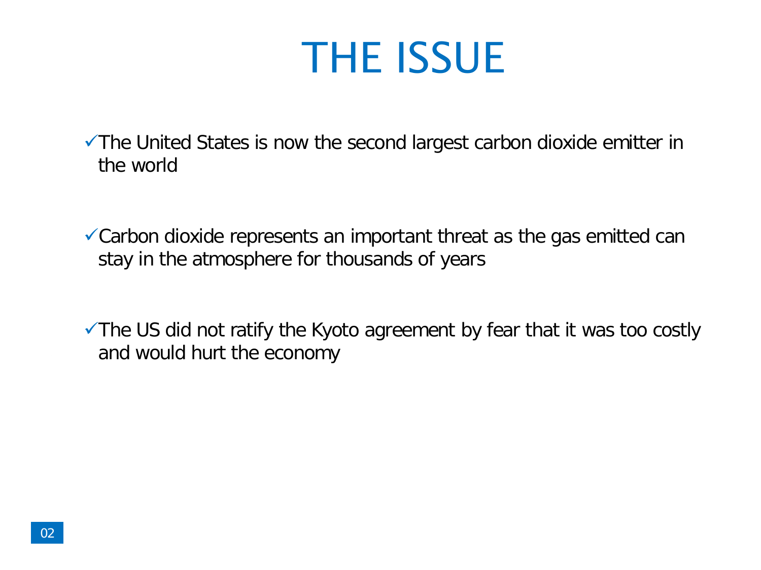# THE ISSUE

- ✓The United States is now the second largest carbon dioxide emitter in the world

- ✓Carbon dioxide represents an important threat as the gas emitted can stay in the atmosphere for thousands of years

- ✓The US did not ratify the Kyoto agreement by fear that it was too costly and would hurt the economy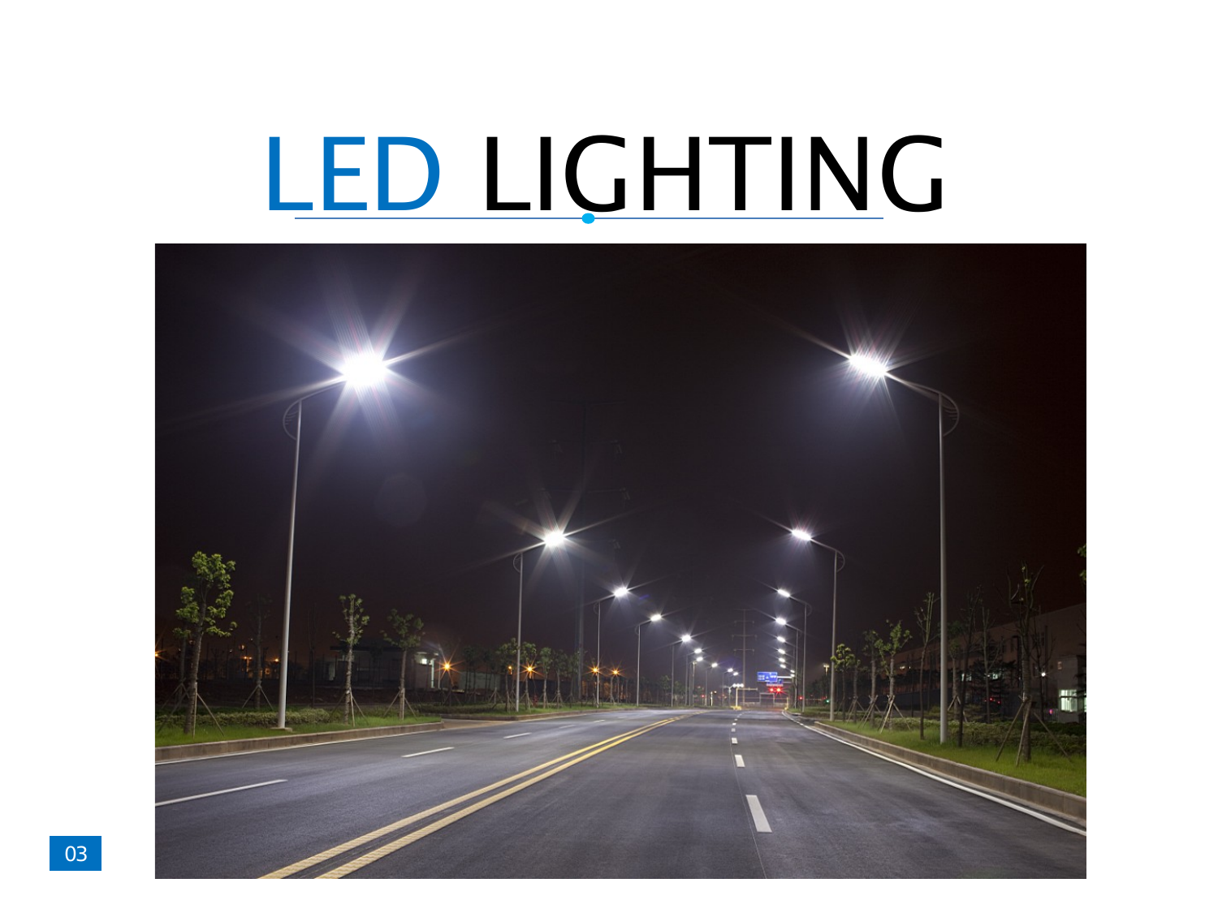# LED LIGHTING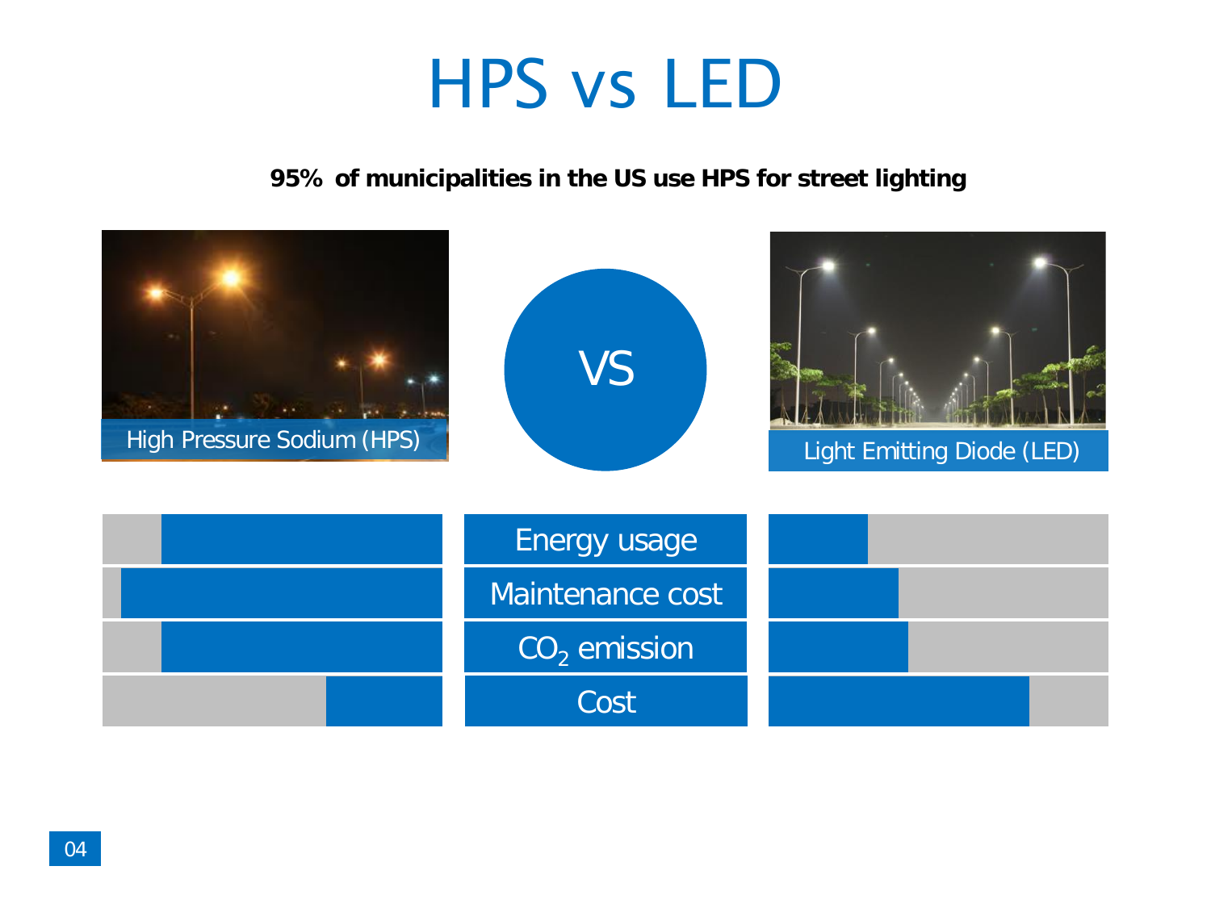# HPS vs LED

**95% of municipalities in the US use HPS for street lighting**

High Pressure Sodium (HPS)

VS

Light Emitting Diode (LED)

Energy usage

Maintenance cost

$CO_2$ emission

Cost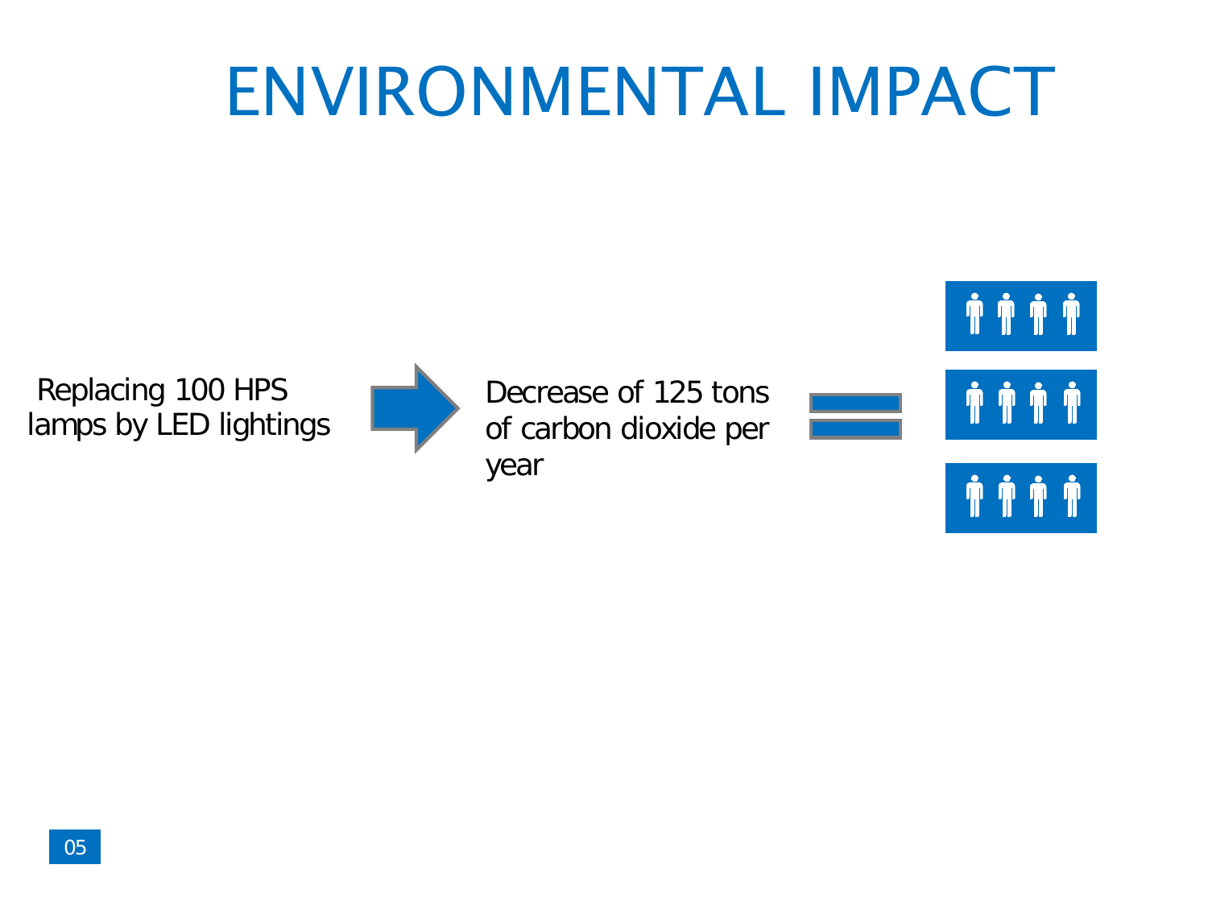# ENVIRONMENTAL IMPACT

Replacing 100 HPS lamps by LED lightings

Decrease of 125 tons of carbon dioxide per year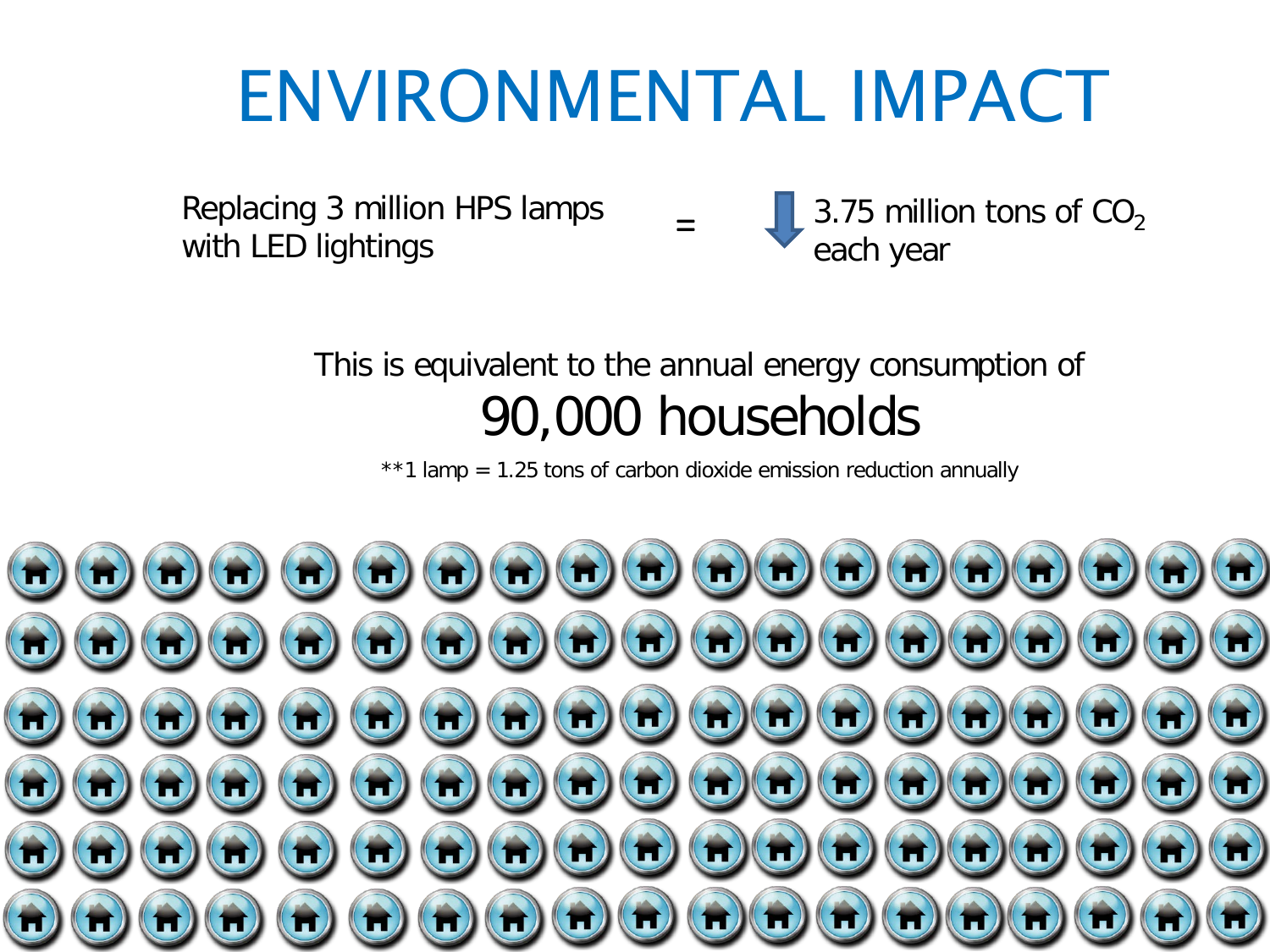# ENVIRONMENTAL IMPACT

Replacing 3 million HPS lamps with LED lightings = ↓ 3.75 million tons of $CO_2$ each year

This is equivalent to the annual energy consumption of

## 90,000 households

**1 lamp = 1.25 tons of carbon dioxide emission reduction annually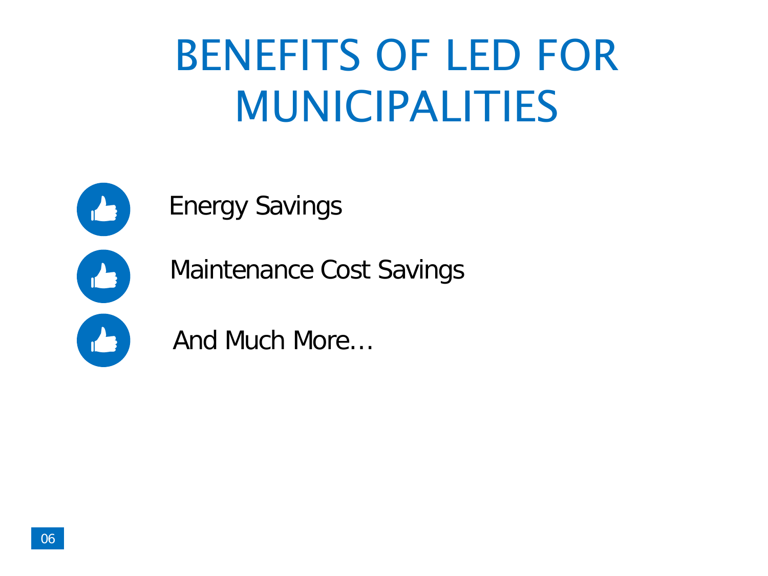# BENEFITS OF LED FOR MUNICIPALITIES

- Energy Savings
- Maintenance Cost Savings
- And Much More…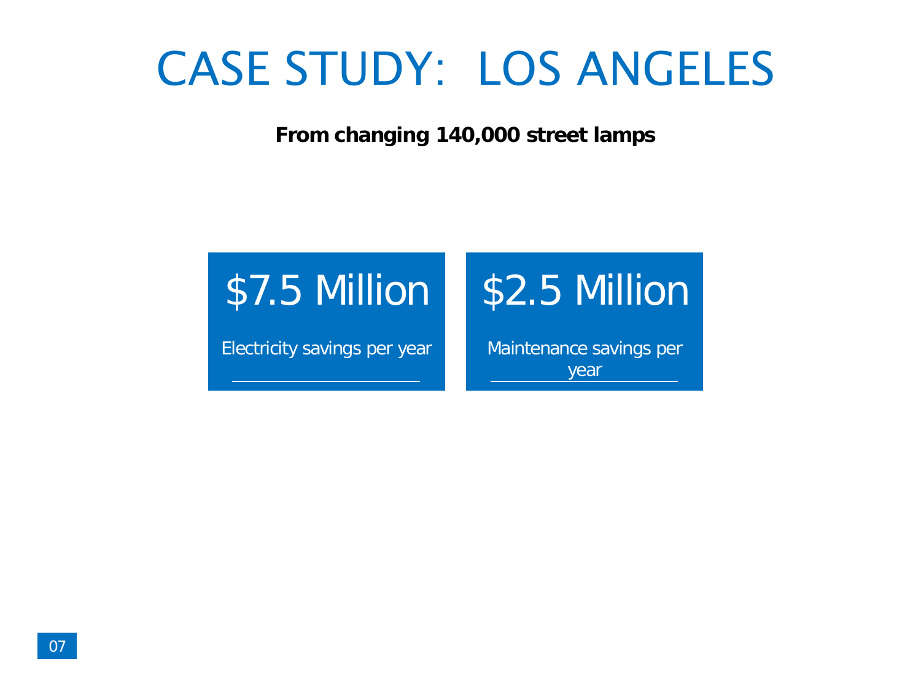# CASE STUDY: LOS ANGELES

**From changing 140,000 street lamps**

## $7.5 Million

Electricity savings per year

## $2.5 Million

Maintenance savings per year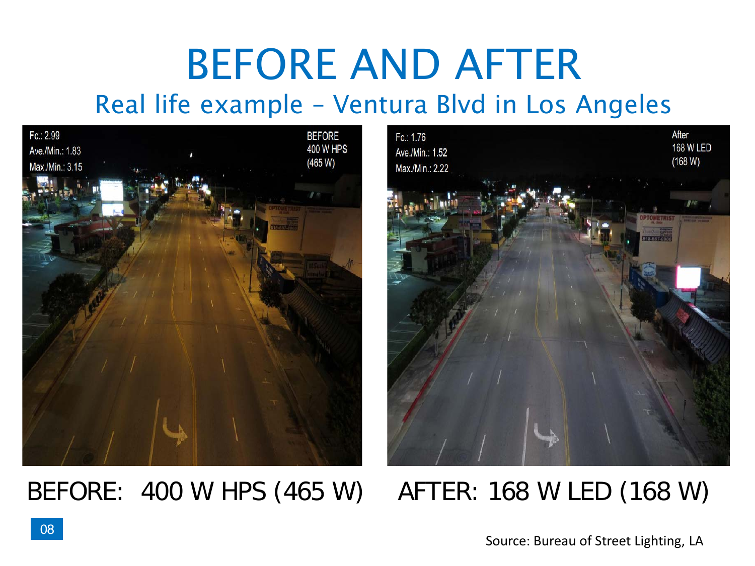# BEFORE AND AFTER

## Real life example – Ventura Blvd in Los Angeles

BEFORE: 400 W HPS (465 W)

AFTER: 168 W LED (168 W)

Source: Bureau of Street Lighting, LA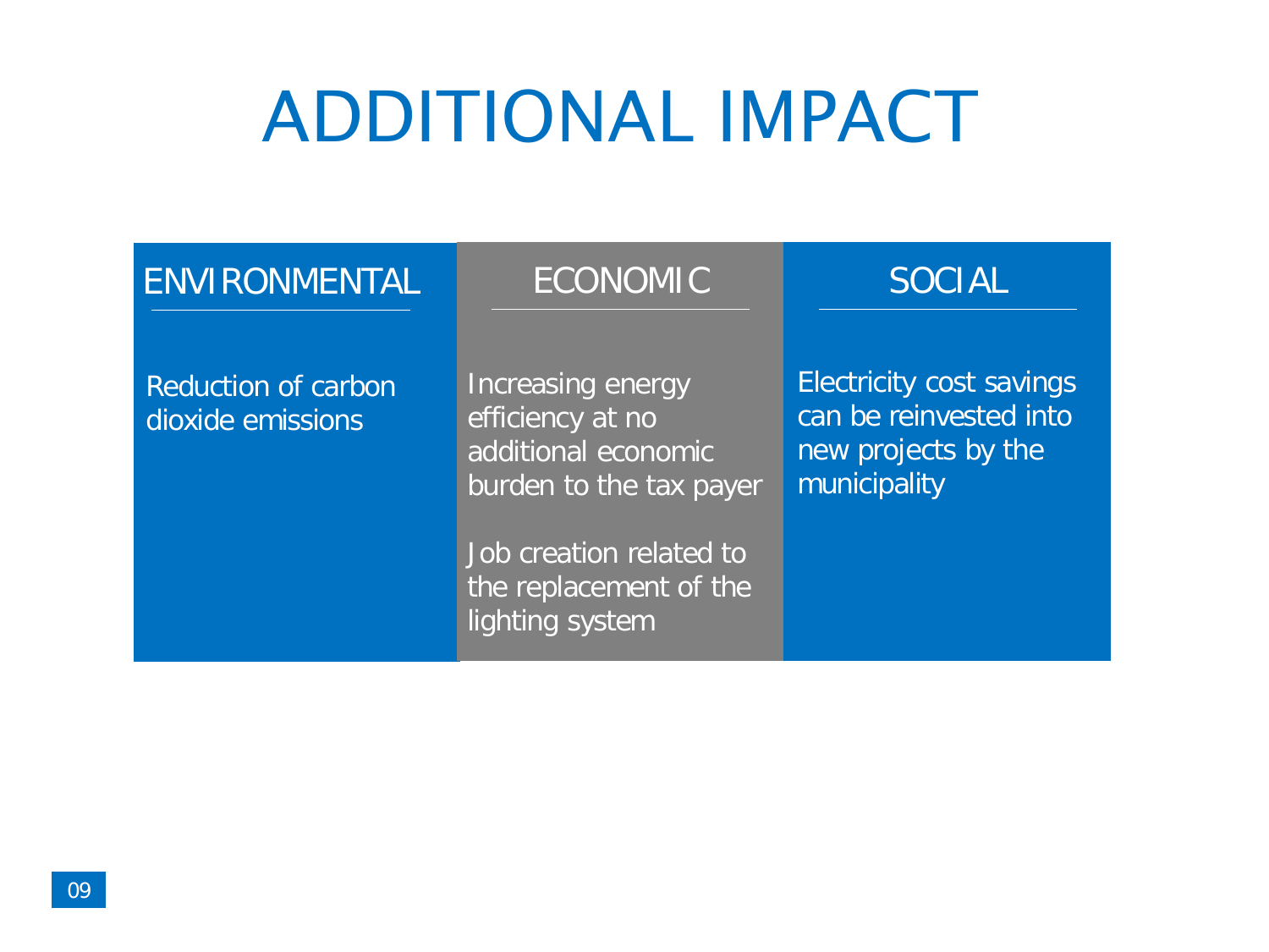# ADDITIONAL IMPACT

| ENVIRONMENTAL | ECONOMIC | SOCIAL |
|---|---|---|
| Reduction of carbon dioxide emissions | Increasing energy efficiency at no additional economic burden to the tax payer<br><br>Job creation related to the replacement of the lighting system | Electricity cost savings can be reinvested into new projects by the municipality |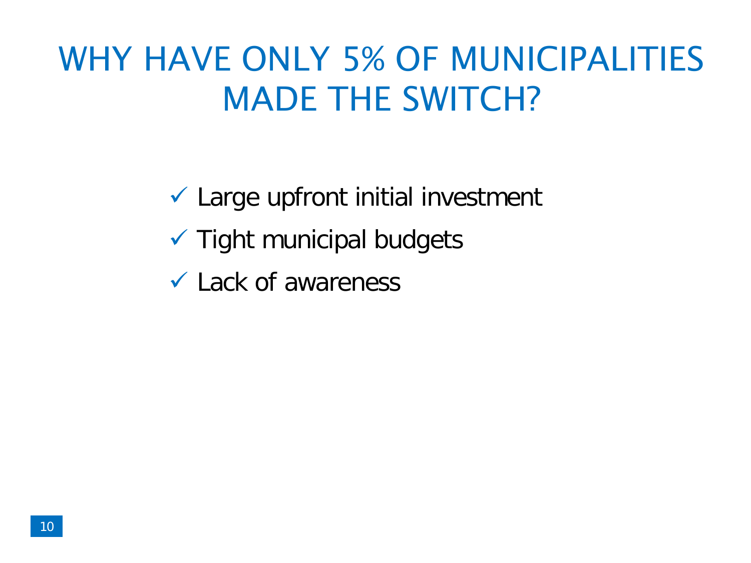# WHY HAVE ONLY 5% OF MUNICIPALITIES MADE THE SWITCH?

- ✓ Large upfront initial investment
- ✓ Tight municipal budgets
- ✓ Lack of awareness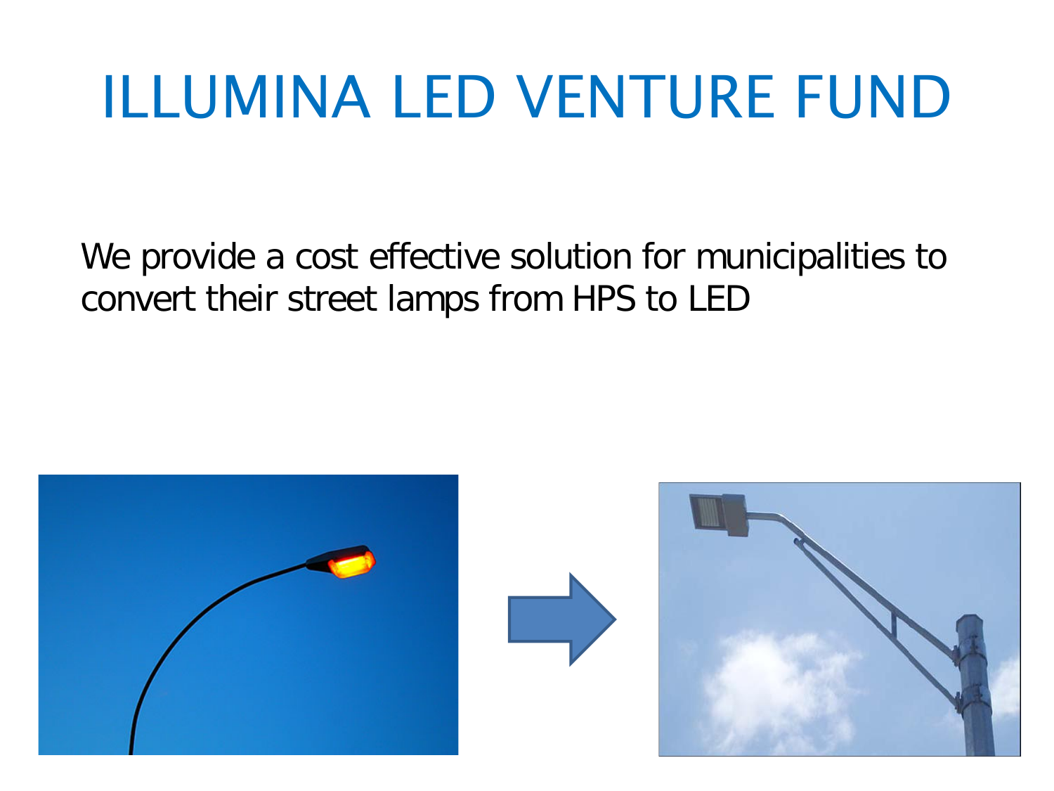# ILLUMINA LED VENTURE FUND

We provide a cost effective solution for municipalities to convert their street lamps from HPS to LED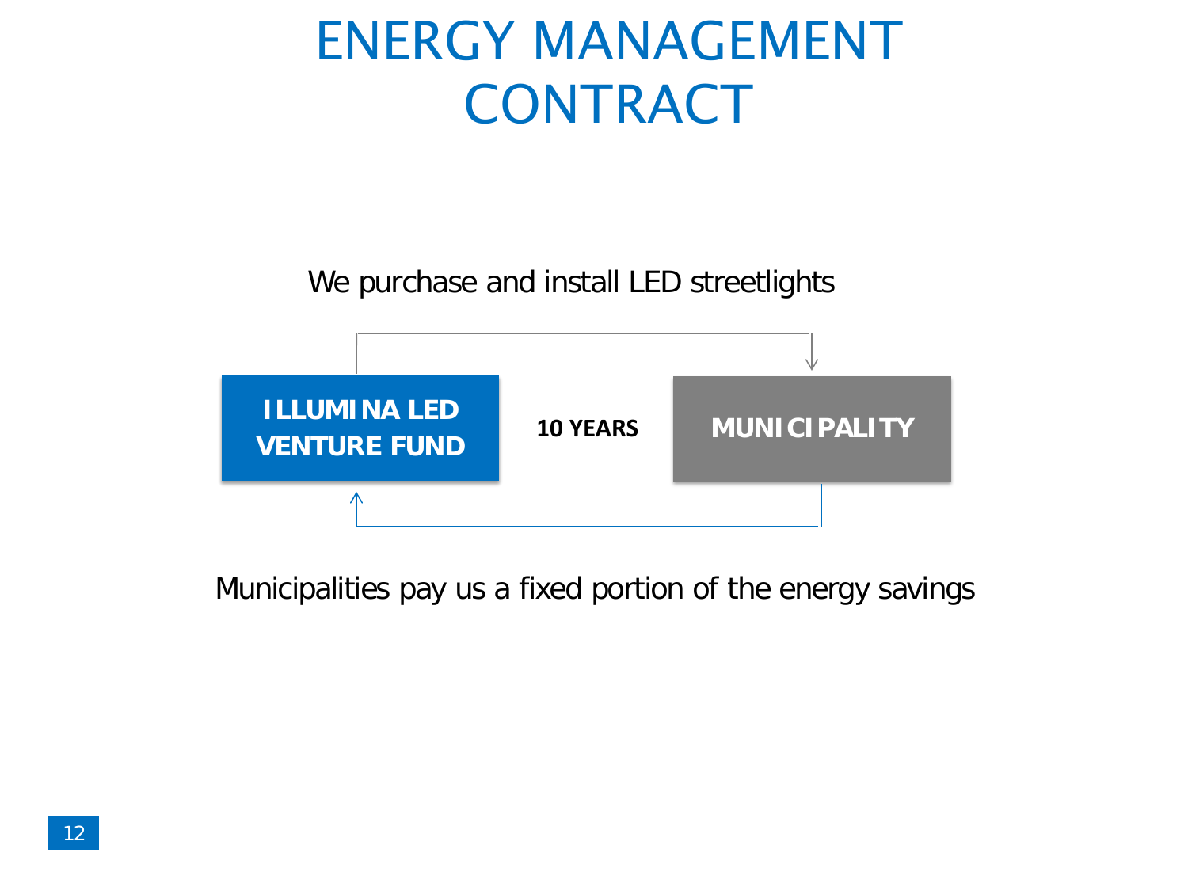# ENERGY MANAGEMENT CONTRACT

We purchase and install LED streetlights

**ILLUMINA LED VENTURE FUND**

**10 YEARS**

**MUNICIPALITY**

Municipalities pay us a fixed portion of the energy savings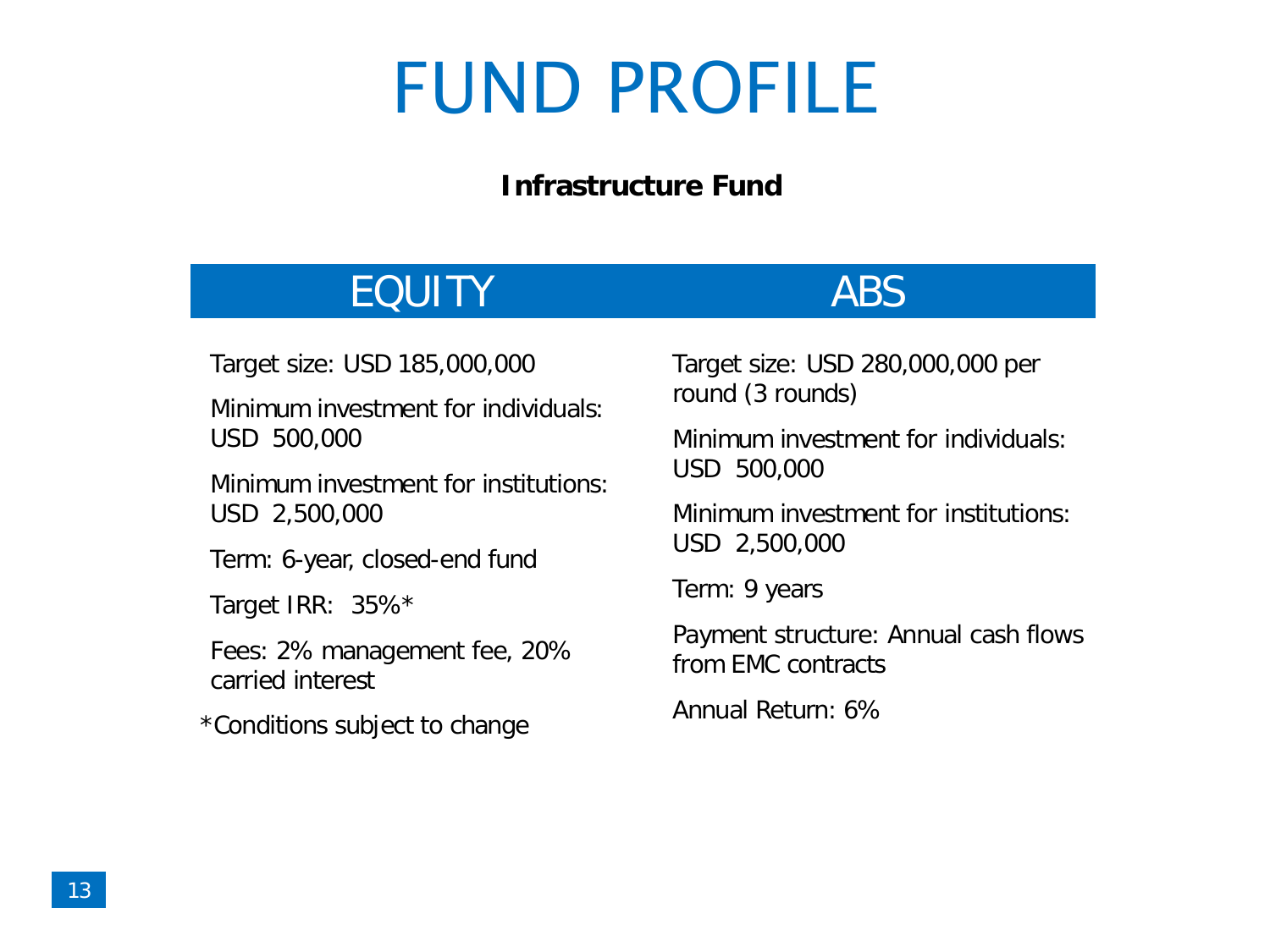# FUND PROFILE

**Infrastructure Fund**

## EQUITY

Target size: USD 185,000,000

Minimum investment for individuals: USD 500,000

Minimum investment for institutions: USD 2,500,000

Term: 6-year, closed-end fund

Target IRR: 35%*

Fees: 2% management fee, 20% carried interest

*Conditions subject to change

## ABS

Target size: USD 280,000,000 per round (3 rounds)

Minimum investment for individuals: USD 500,000

Minimum investment for institutions: USD 2,500,000

Term: 9 years

Payment structure: Annual cash flows from EMC contracts

Annual Return: 6%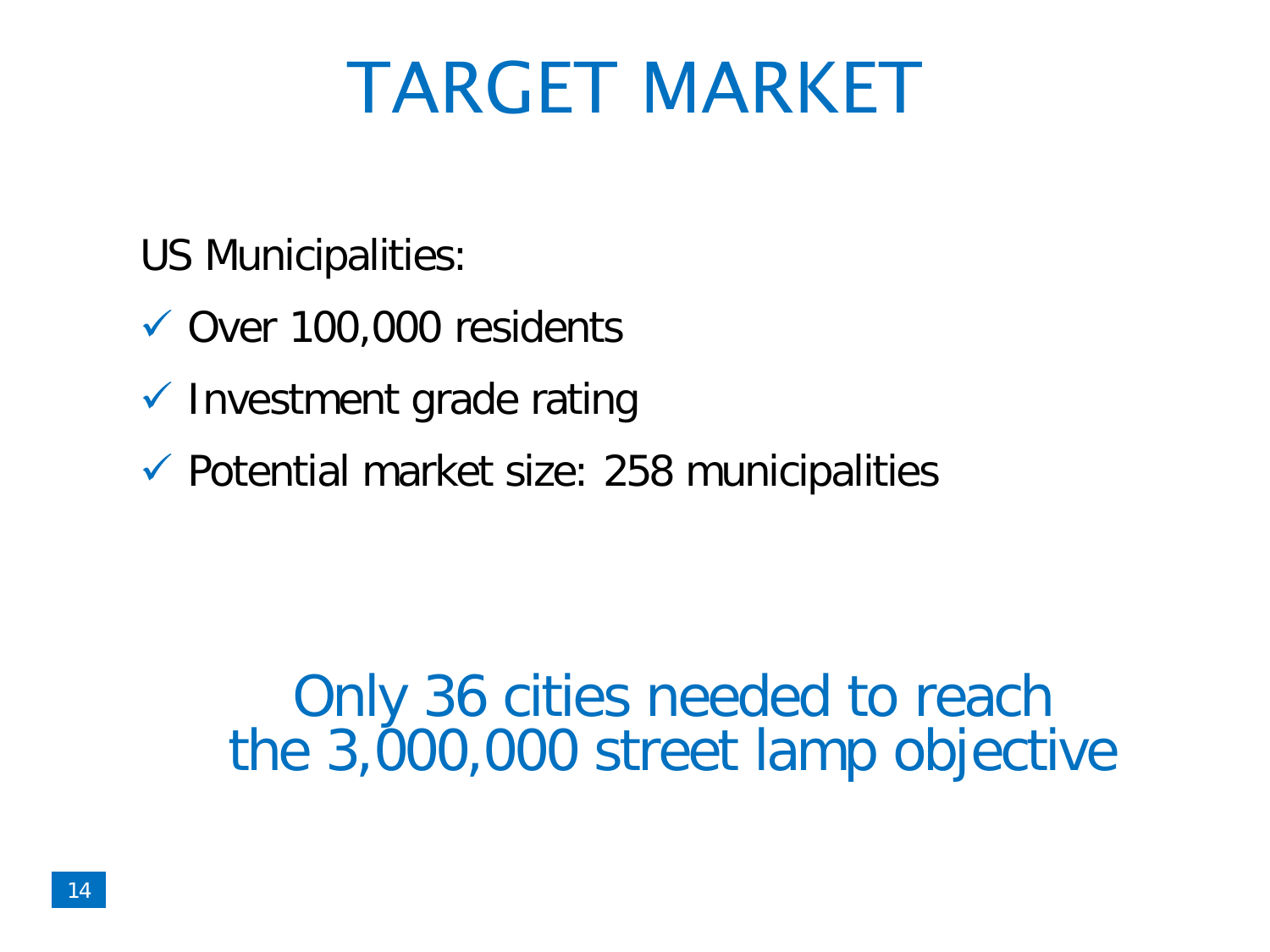# TARGET MARKET

US Municipalities:

- ✓ Over 100,000 residents
- ✓ Investment grade rating
- ✓ Potential market size: 258 municipalities

Only 36 cities needed to reach
the 3,000,000 street lamp objective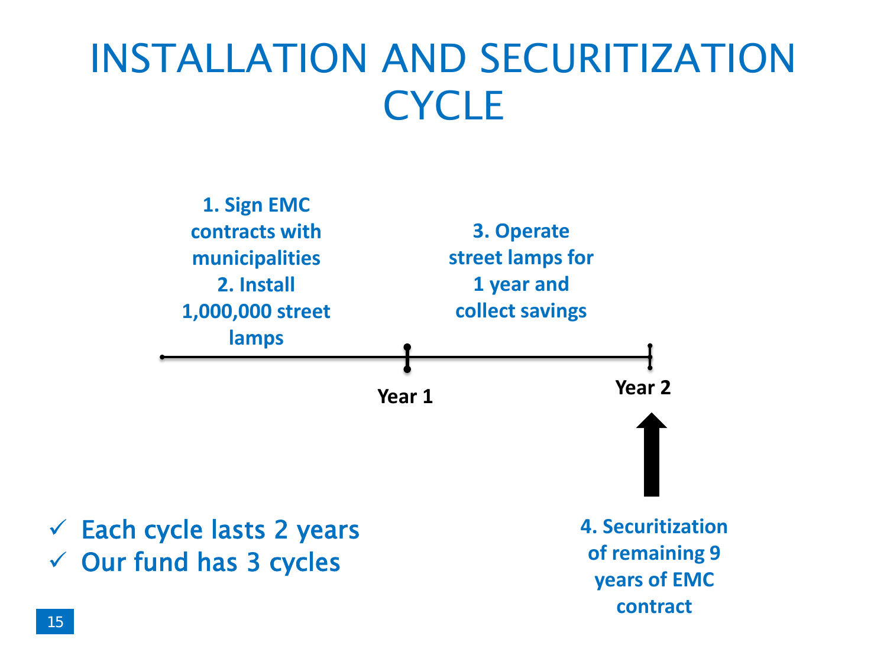# INSTALLATION AND SECURITIZATION CYCLE

1. Sign EMC contracts with municipalities
2. Install 1,000,000 street lamps

3. Operate street lamps for 1 year and collect savings

Year 1

Year 2

4. Securitization of remaining 9 years of EMC contract

- ✓ Each cycle lasts 2 years
- ✓ Our fund has 3 cycles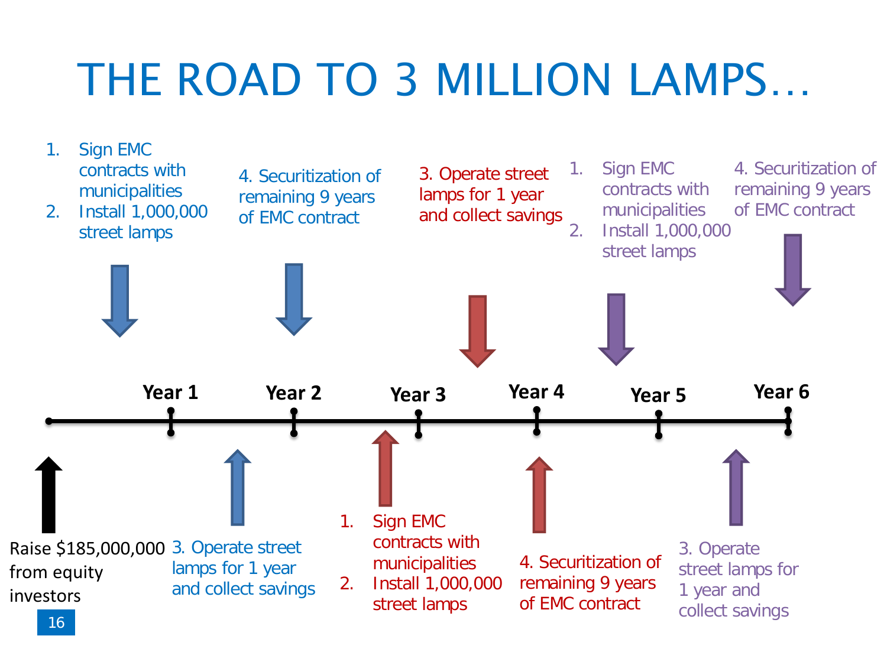# THE ROAD TO 3 MILLION LAMPS…

Raise $185,000,000 from equity investors

**Year 1**

1. Sign EMC contracts with municipalities
2. Install 1,000,000 street lamps

3. Operate street lamps for 1 year and collect savings

**Year 2**

4. Securitization of remaining 9 years of EMC contract

**Year 3**

1. Sign EMC contracts with municipalities
2. Install 1,000,000 street lamps

3. Operate street lamps for 1 year and collect savings

**Year 4**

4. Securitization of remaining 9 years of EMC contract

1. Sign EMC contracts with municipalities
2. Install 1,000,000 street lamps

**Year 5**

3. Operate street lamps for 1 year and collect savings

**Year 6**

4. Securitization of remaining 9 years of EMC contract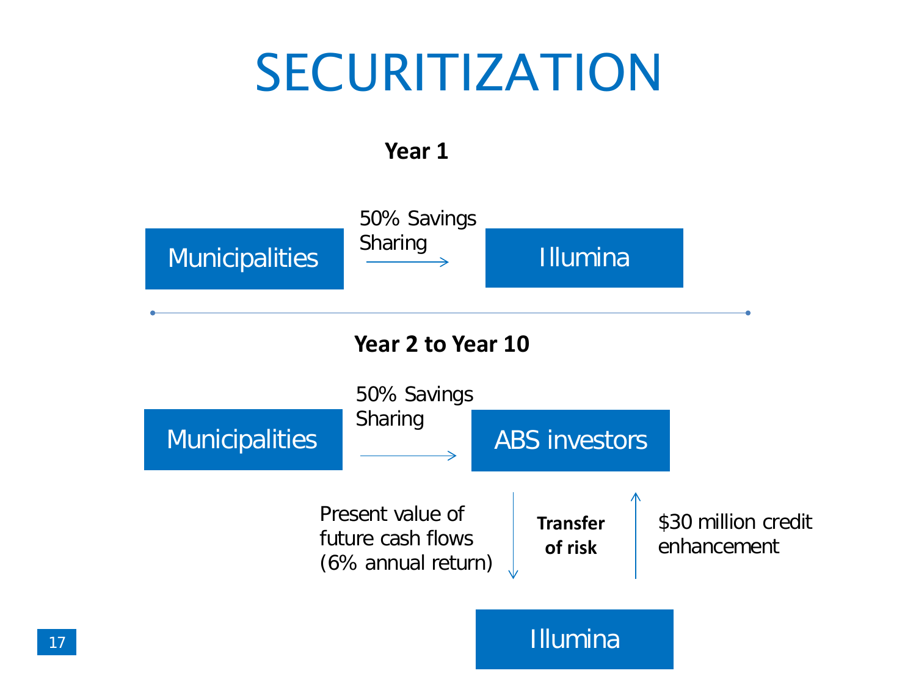# SECURITIZATION

**Year 1**

Municipalities → 50% Savings Sharing → Illumina

**Year 2 to Year 10**

Municipalities → 50% Savings Sharing → ABS investors

ABS investors → Present value of future cash flows (6% annual return) → Illumina

**Transfer of risk**

Illumina → $30 million credit enhancement → ABS investors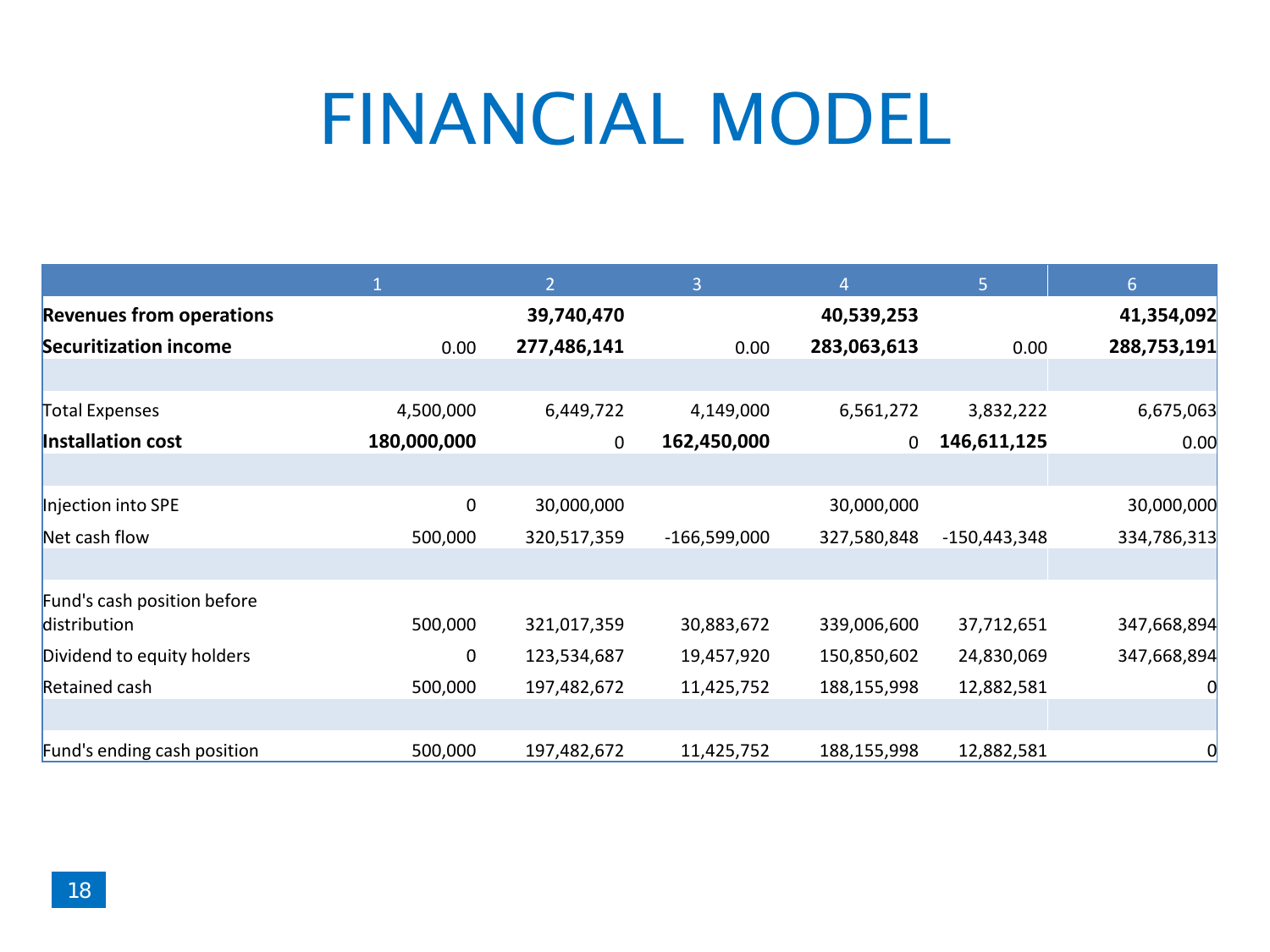# FINANCIAL MODEL

| | 1 | 2 | 3 | 4 | 5 | 6 |
|---|---|---|---|---|---|---|
| **Revenues from operations** | | **39,740,470** | | **40,539,253** | | **41,354,092** |
| **Securitization income** | 0.00 | **277,486,141** | 0.00 | **283,063,613** | 0.00 | **288,753,191** |
| | | | | | | |
| Total Expenses | 4,500,000 | 6,449,722 | 4,149,000 | 6,561,272 | 3,832,222 | 6,675,063 |
| **Installation cost** | **180,000,000** | 0 | **162,450,000** | 0 | **146,611,125** | 0.00 |
| | | | | | | |
| Injection into SPE | 0 | 30,000,000 | | 30,000,000 | | 30,000,000 |
| Net cash flow | 500,000 | 320,517,359 | -166,599,000 | 327,580,848 | -150,443,348 | 334,786,313 |
| | | | | | | |
| Fund's cash position before distribution | 500,000 | 321,017,359 | 30,883,672 | 339,006,600 | 37,712,651 | 347,668,894 |
| Dividend to equity holders | 0 | 123,534,687 | 19,457,920 | 150,850,602 | 24,830,069 | 347,668,894 |
| Retained cash | 500,000 | 197,482,672 | 11,425,752 | 188,155,998 | 12,882,581 | 0 |
| | | | | | | |
| Fund's ending cash position | 500,000 | 197,482,672 | 11,425,752 | 188,155,998 | 12,882,581 | 0 |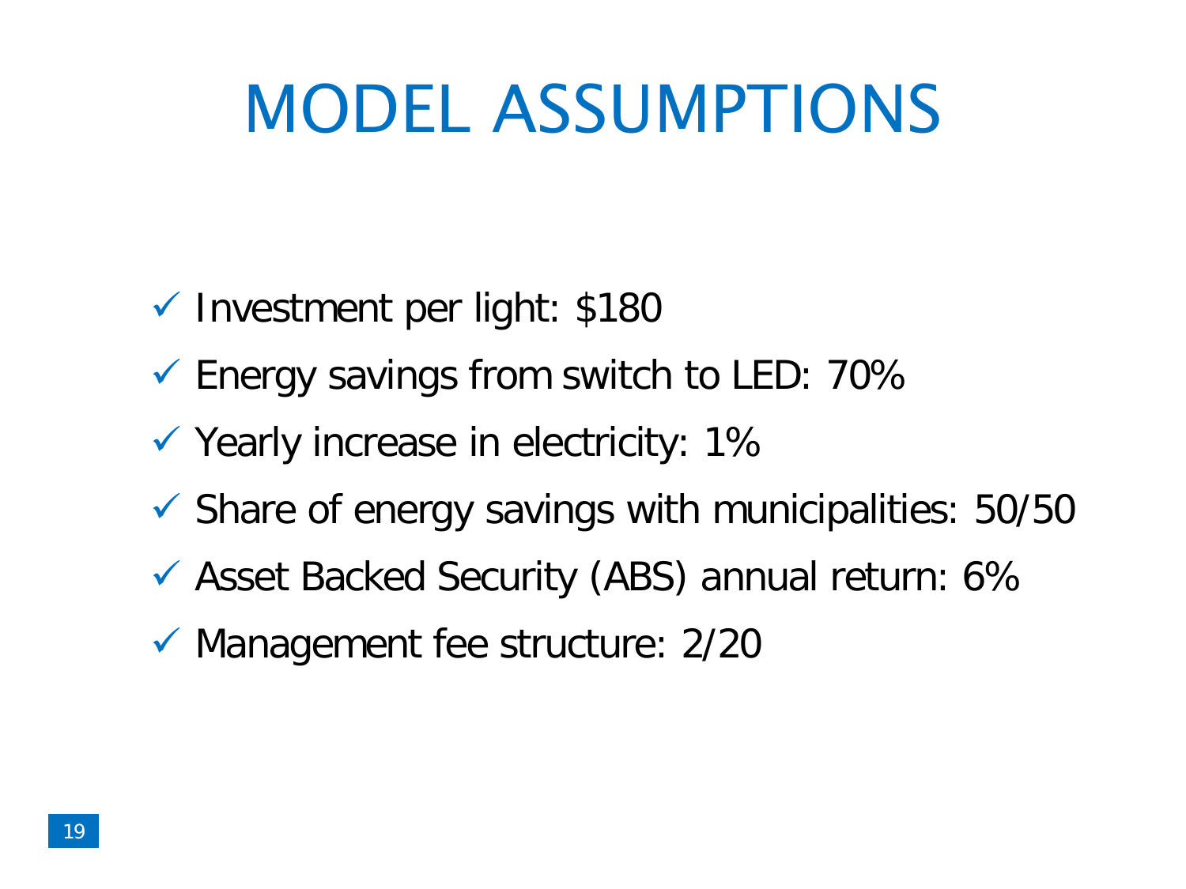# MODEL ASSUMPTIONS

- ✓ Investment per light: $180
- ✓ Energy savings from switch to LED: 70%
- ✓ Yearly increase in electricity: 1%
- ✓ Share of energy savings with municipalities: 50/50
- ✓ Asset Backed Security (ABS) annual return: 6%
- ✓ Management fee structure: 2/20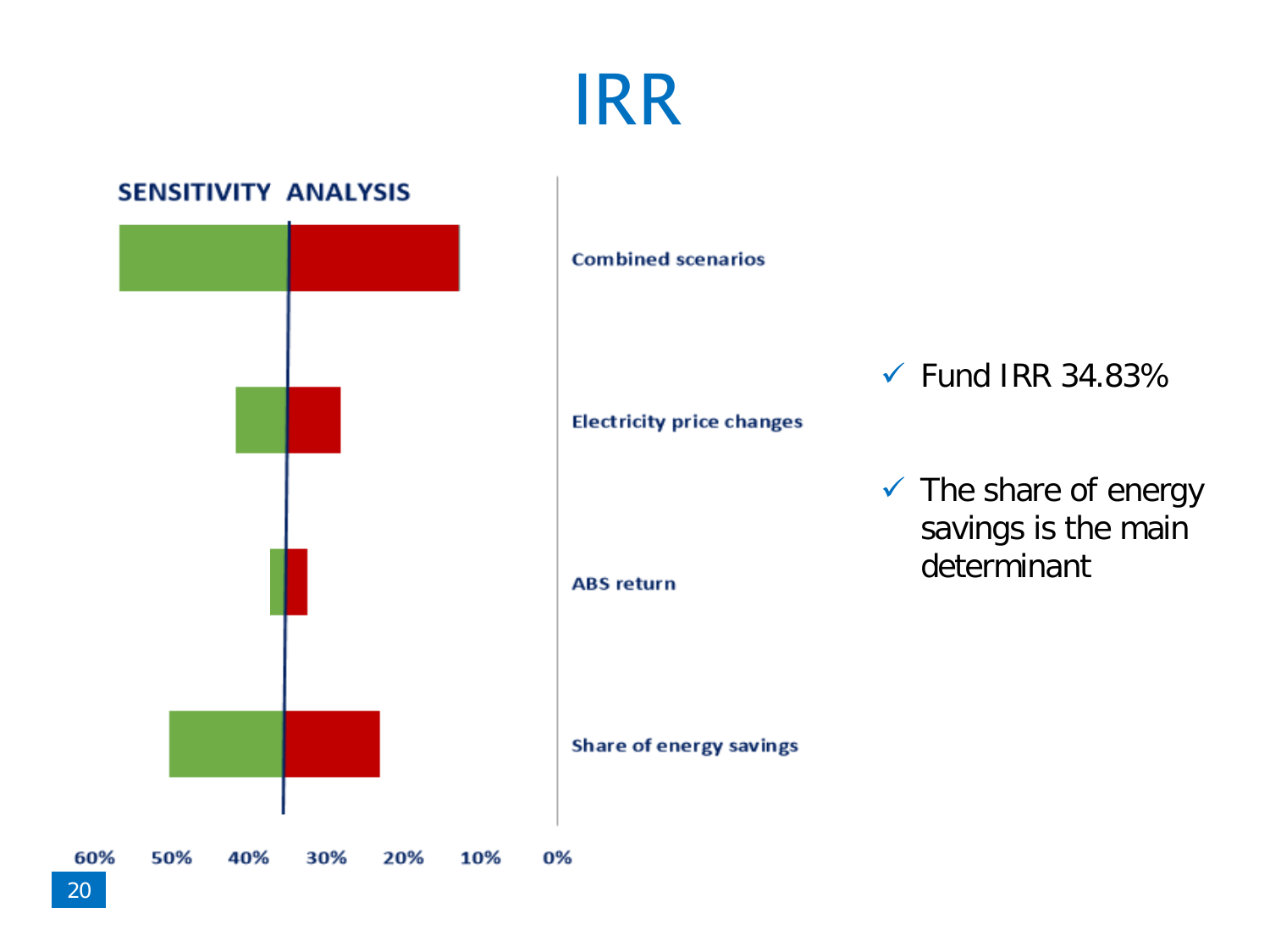# IRR

**SENSITIVITY ANALYSIS**

Combined scenarios

Electricity price changes

ABS return

Share of energy savings

60% 50% 40% 30% 20% 10% 0%

- ✓ Fund IRR 34.83%
- ✓ The share of energy savings is the main determinant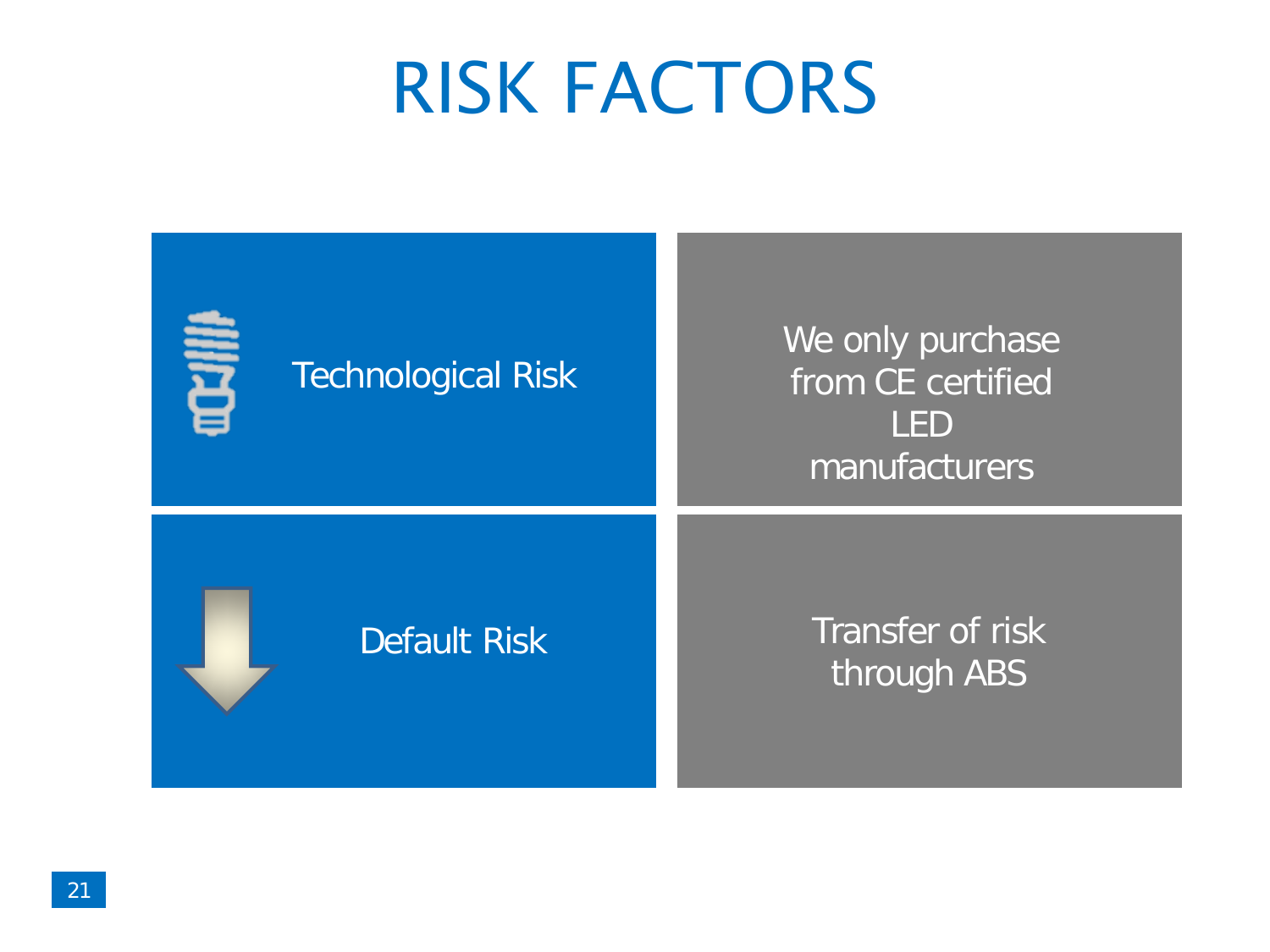# RISK FACTORS

| Risk | Mitigation |
| --- | --- |
| Technological Risk | We only purchase from CE certified LED manufacturers |
| Default Risk | Transfer of risk through ABS |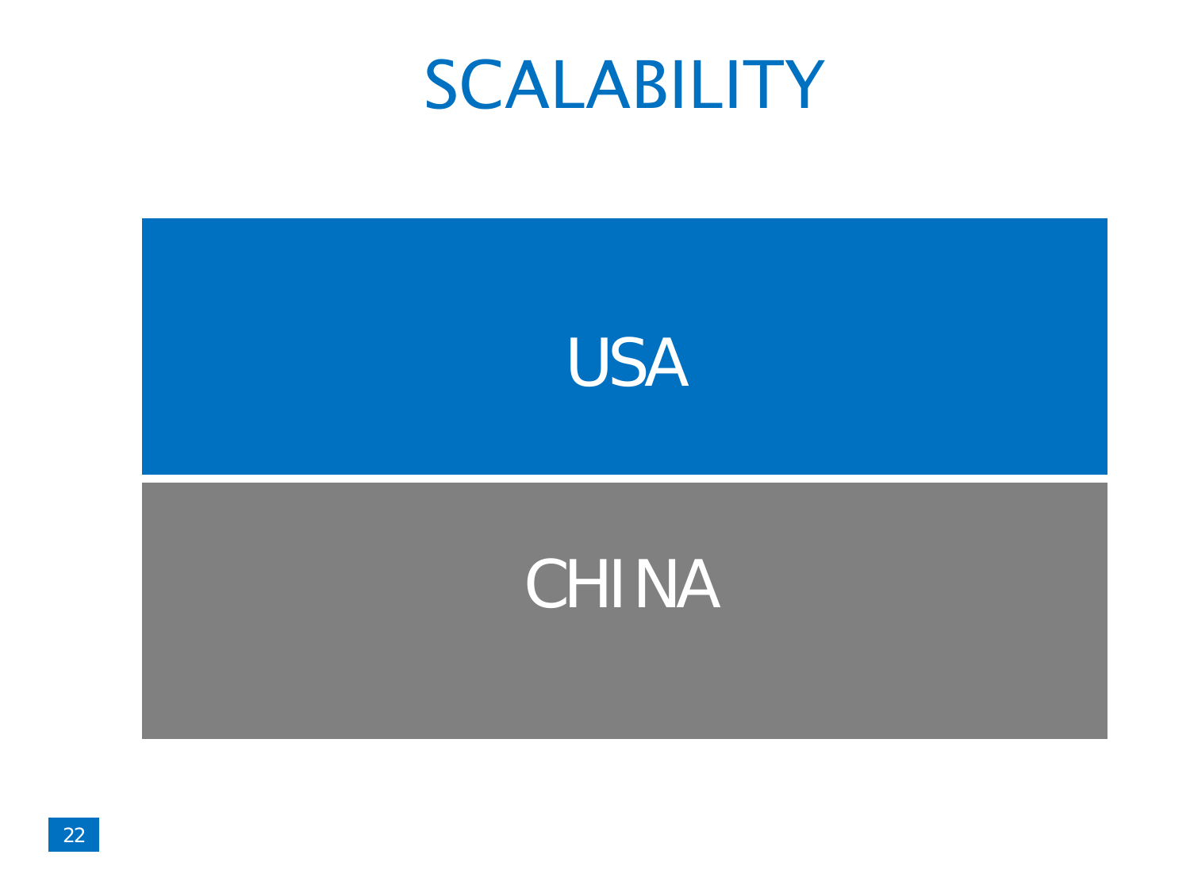# SCALABILITY

USA

CHINA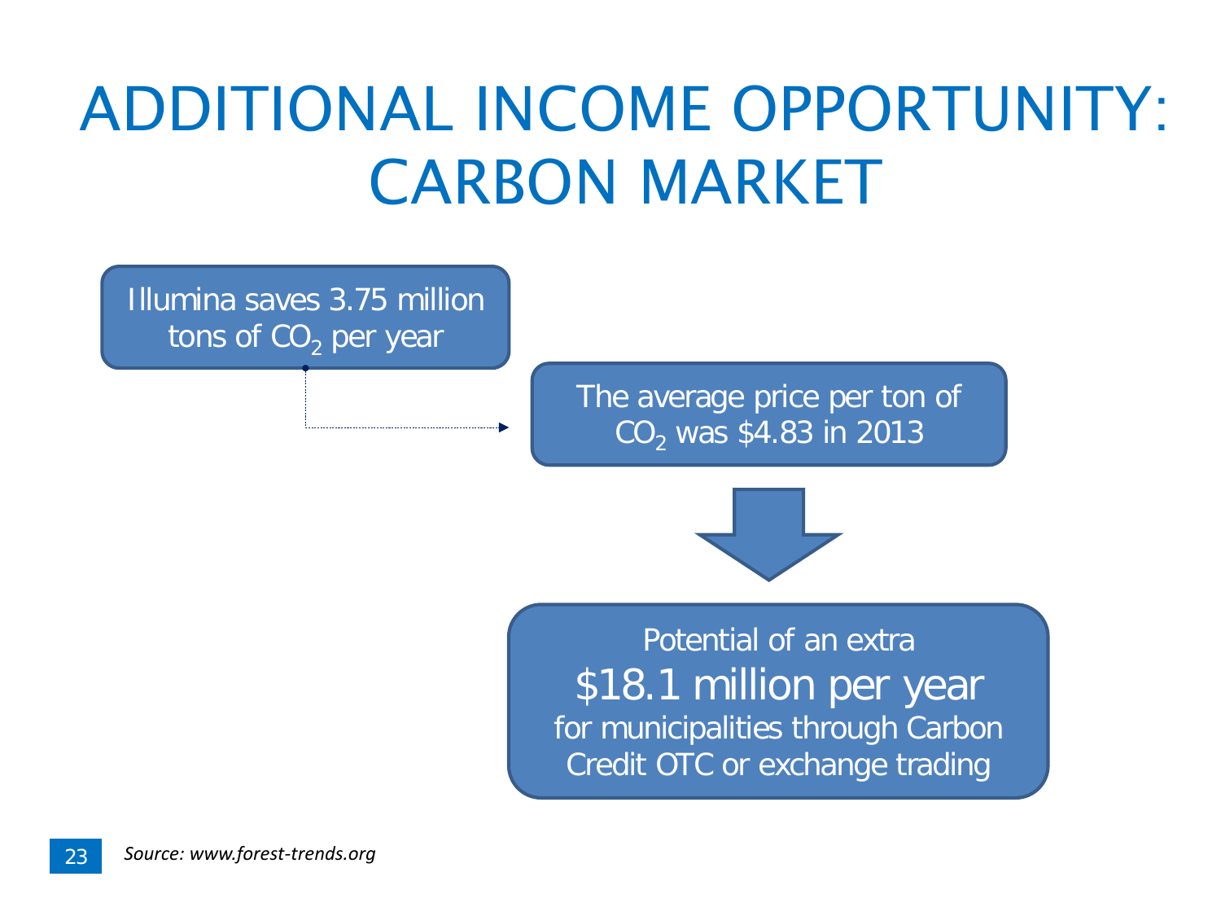# ADDITIONAL INCOME OPPORTUNITY: CARBON MARKET

Illumina saves 3.75 million tons of $CO_2$ per year

The average price per ton of $CO_2$ was $4.83 in 2013

Potential of an extra

**$18.1 million per year**

for municipalities through Carbon Credit OTC or exchange trading

*Source: www.forest-trends.org*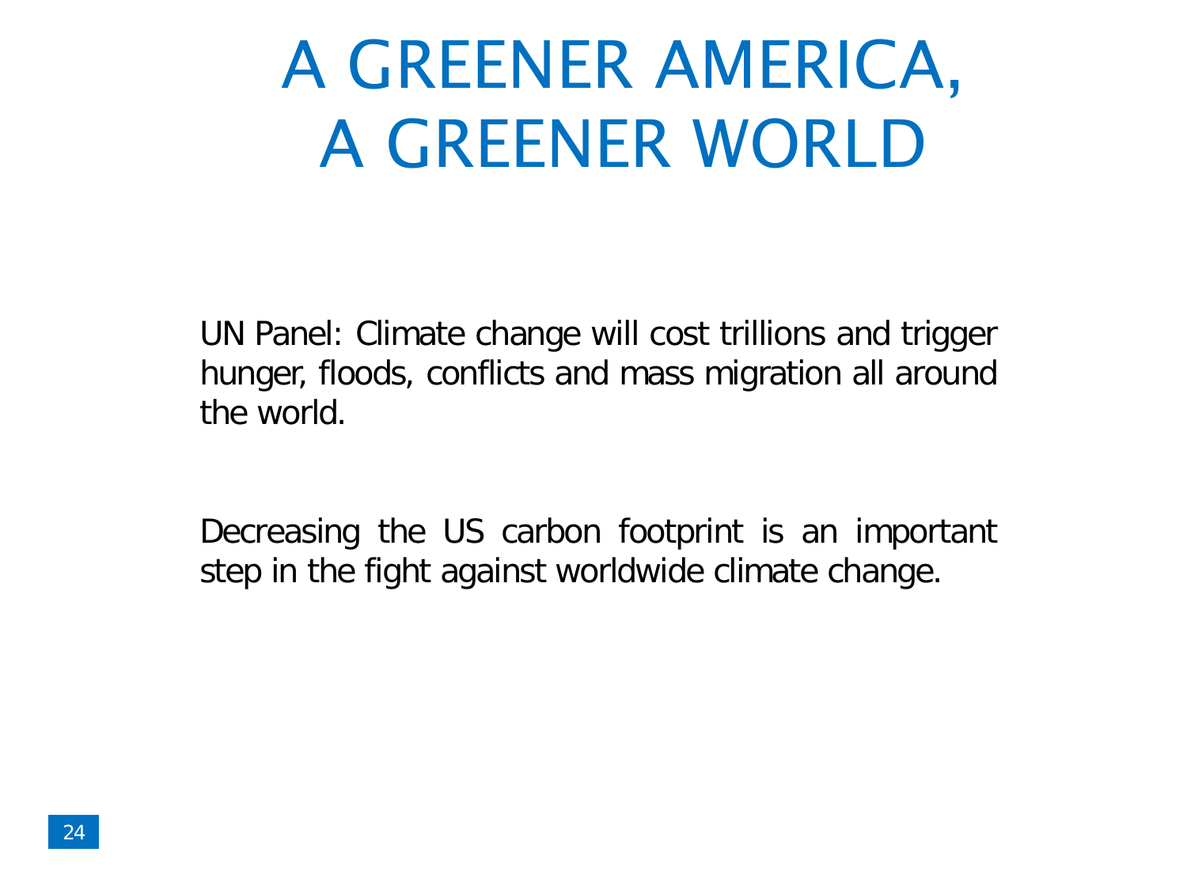# A GREENER AMERICA, A GREENER WORLD

UN Panel: Climate change will cost trillions and trigger hunger, floods, conflicts and mass migration all around the world.

Decreasing the US carbon footprint is an important step in the fight against worldwide climate change.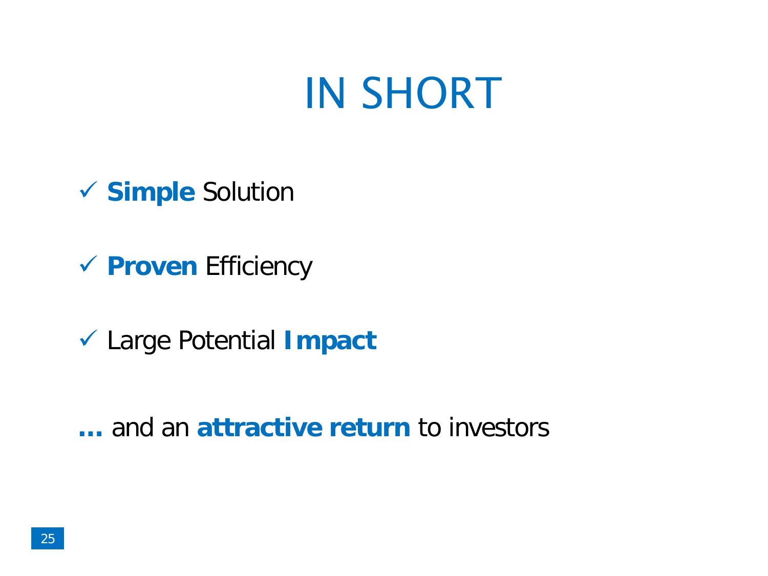# IN SHORT

- ✓ **Simple** Solution
- ✓ **Proven** Efficiency
- ✓ Large Potential **Impact**

**…** and an **attractive return** to investors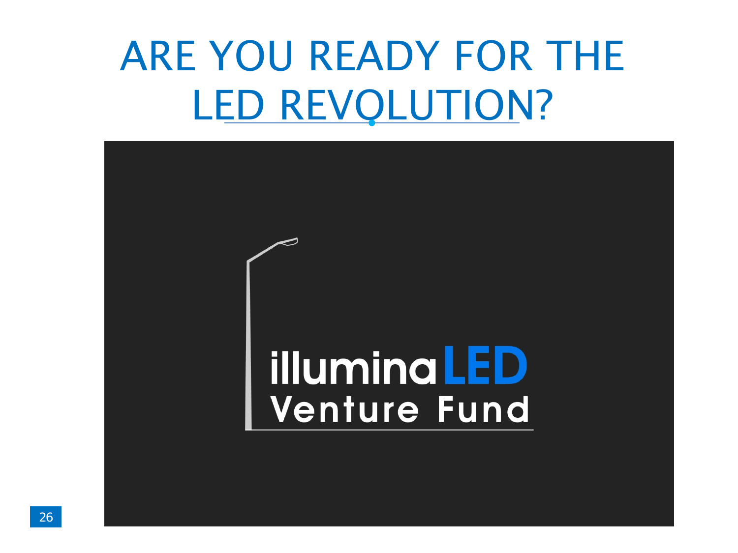# ARE YOU READY FOR THE LED REVOLUTION?

illuminaLED

Venture Fund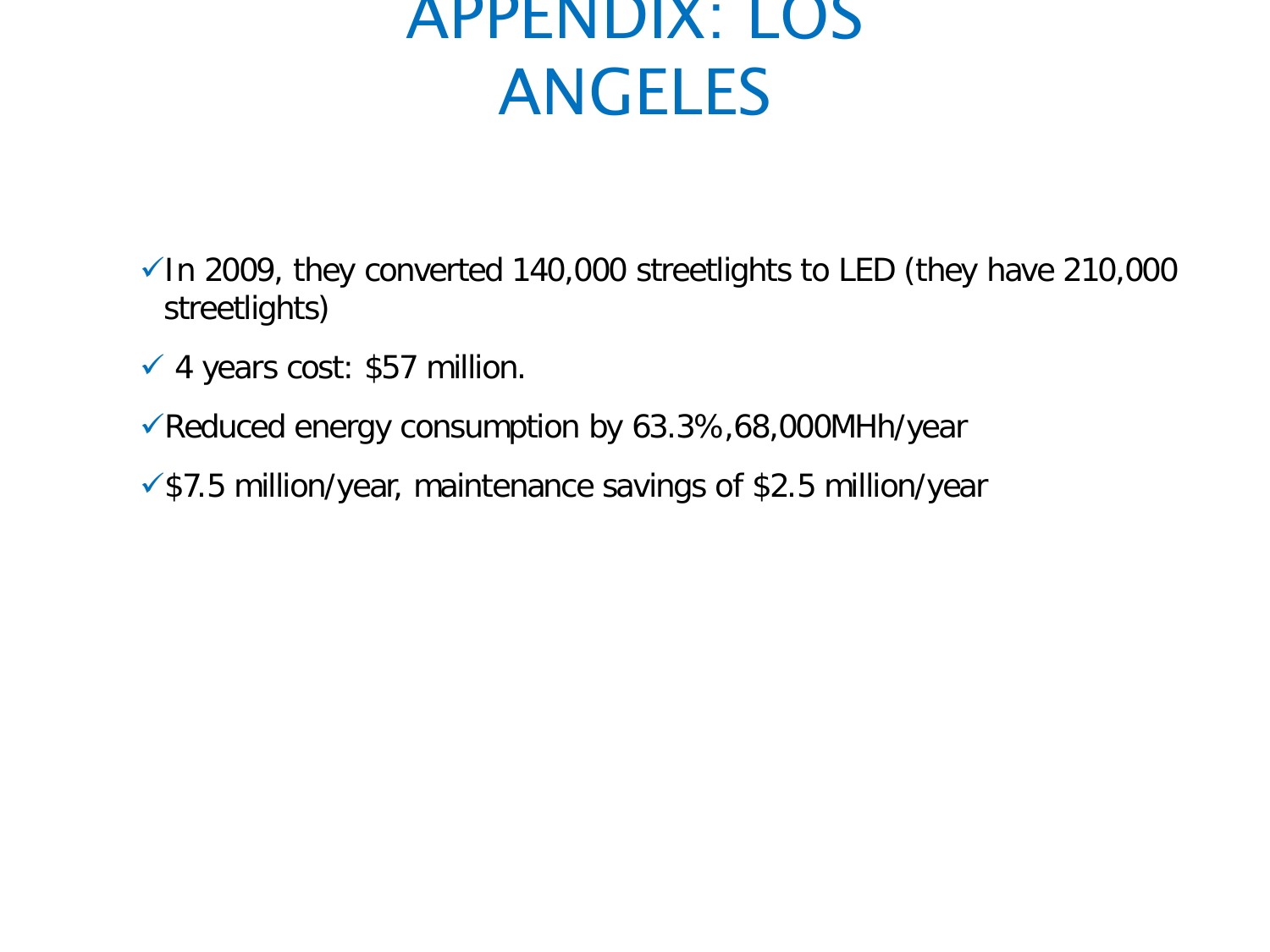# APPENDIX: LOS ANGELES

- ✓In 2009, they converted 140,000 streetlights to LED (they have 210,000 streetlights)
- ✓ 4 years cost: $57 million.
- ✓Reduced energy consumption by 63.3%,68,000MHh/year
- ✓$7.5 million/year, maintenance savings of $2.5 million/year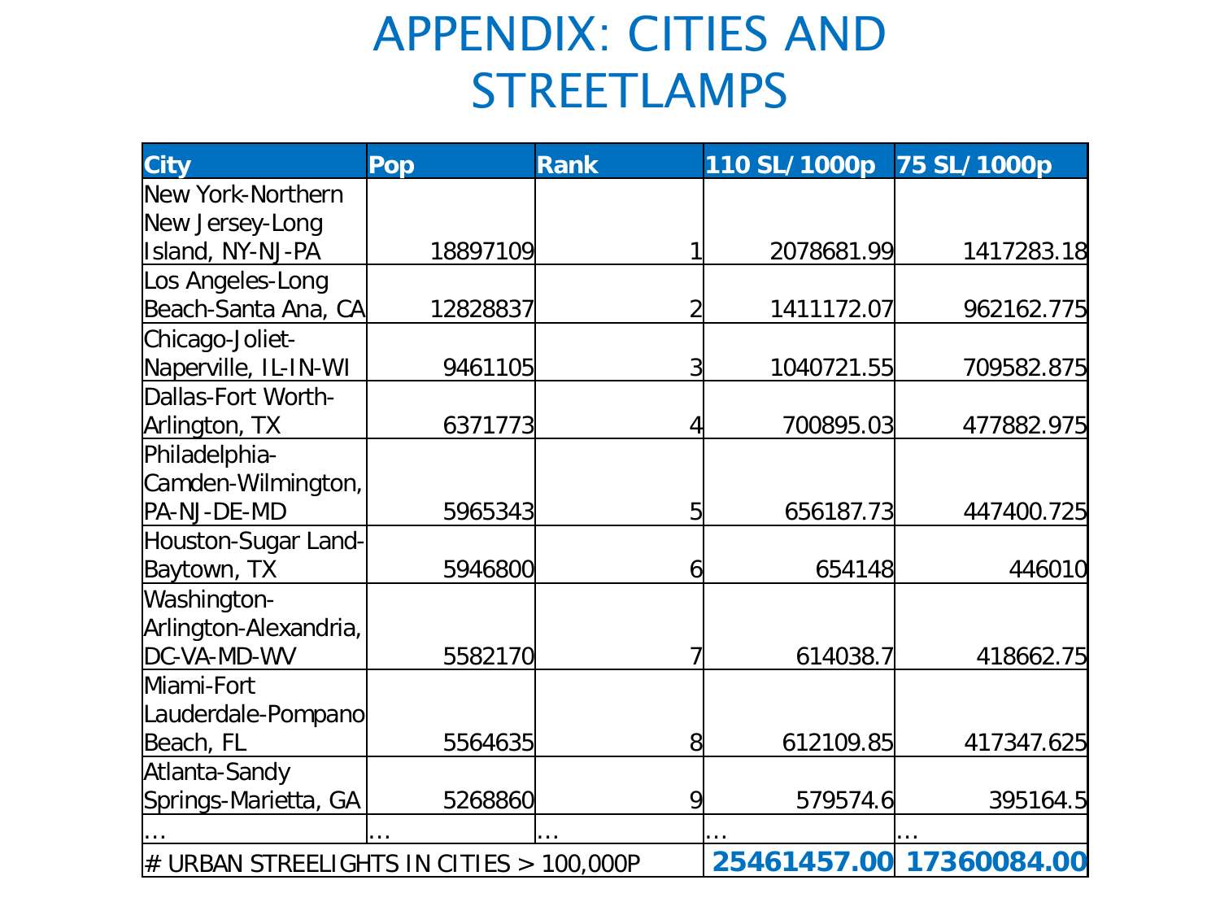# APPENDIX: CITIES AND STREETLAMPS

| City | Pop | Rank | 110 SL/1000p | 75 SL/1000p |
|---|---|---|---|---|
| New York-Northern New Jersey-Long Island, NY-NJ-PA | 18897109 | 1 | 2078681.99 | 1417283.18 |
| Los Angeles-Long Beach-Santa Ana, CA | 12828837 | 2 | 1411172.07 | 962162.775 |
| Chicago-Joliet-Naperville, IL-IN-WI | 9461105 | 3 | 1040721.55 | 709582.875 |
| Dallas-Fort Worth-Arlington, TX | 6371773 | 4 | 700895.03 | 477882.975 |
| Philadelphia-Camden-Wilmington, PA-NJ-DE-MD | 5965343 | 5 | 656187.73 | 447400.725 |
| Houston-Sugar Land-Baytown, TX | 5946800 | 6 | 654148 | 446010 |
| Washington-Arlington-Alexandria, DC-VA-MD-WV | 5582170 | 7 | 614038.7 | 418662.75 |
| Miami-Fort Lauderdale-Pompano Beach, FL | 5564635 | 8 | 612109.85 | 417347.625 |
| Atlanta-Sandy Springs-Marietta, GA | 5268860 | 9 | 579574.6 | 395164.5 |
| … | … | … | … | … |
| # URBAN STREELIGHTS IN CITIES > 100,000P | | | **25461457.00** | **17360084.00** |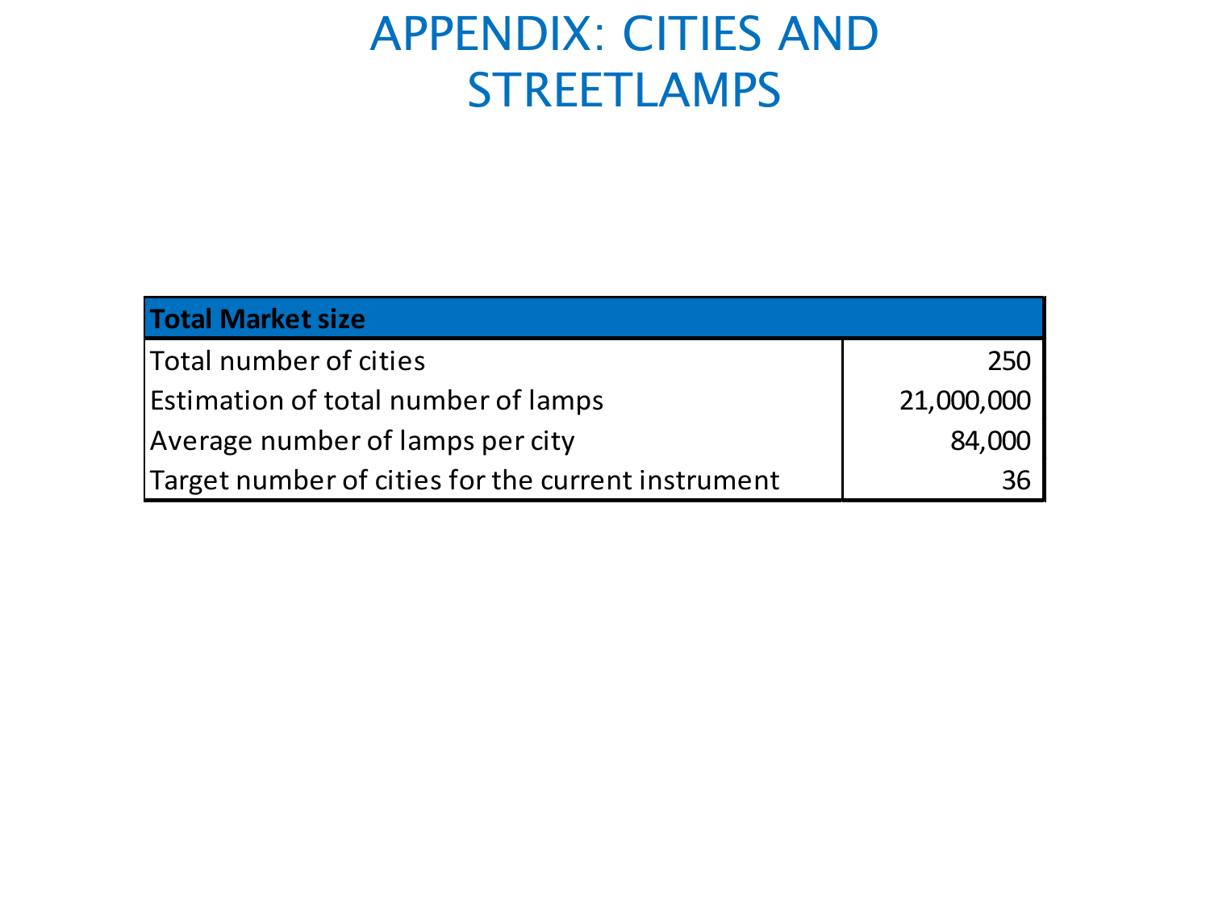# APPENDIX: CITIES AND STREETLAMPS

| Total Market size | |
|---|---|
| Total number of cities | 250 |
| Estimation of total number of lamps | 21,000,000 |
| Average number of lamps per city | 84,000 |
| Target number of cities for the current instrument | 36 |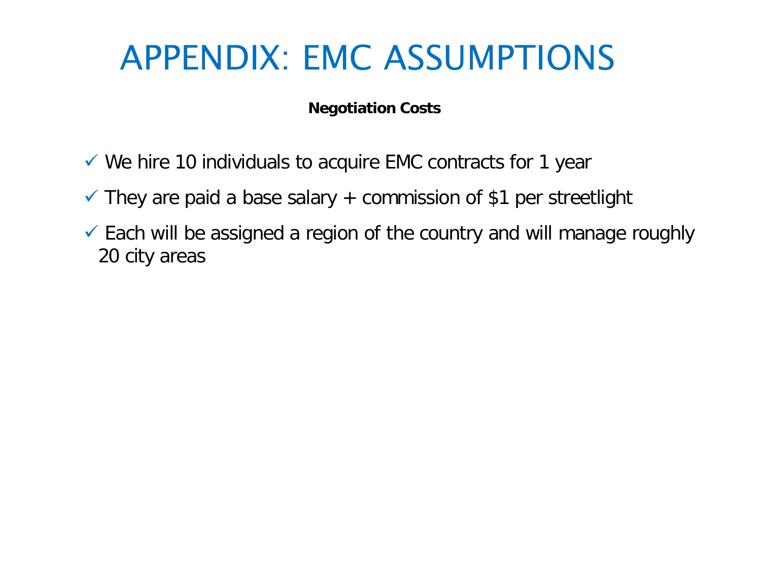# APPENDIX: EMC ASSUMPTIONS

**Negotiation Costs**

- ✓ We hire 10 individuals to acquire EMC contracts for 1 year
- ✓ They are paid a base salary + commission of $1 per streetlight
- ✓ Each will be assigned a region of the country and will manage roughly 20 city areas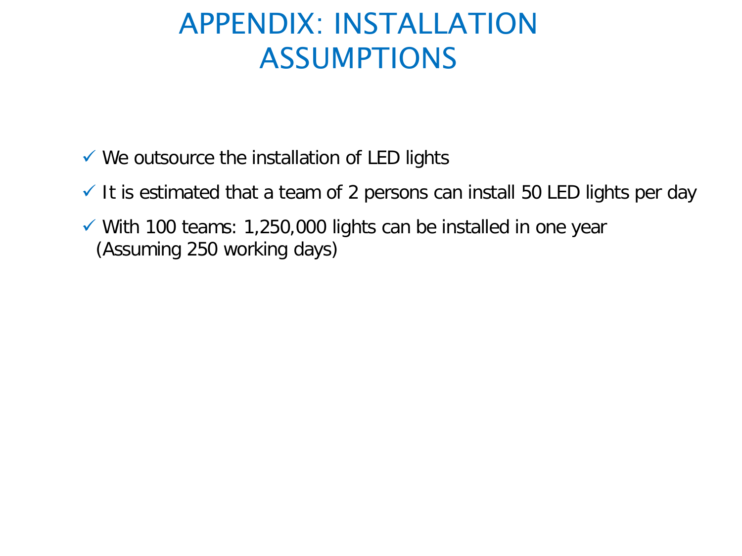# APPENDIX: INSTALLATION ASSUMPTIONS

- ✓ We outsource the installation of LED lights
- ✓ It is estimated that a team of 2 persons can install 50 LED lights per day
- ✓ With 100 teams: 1,250,000 lights can be installed in one year (Assuming 250 working days)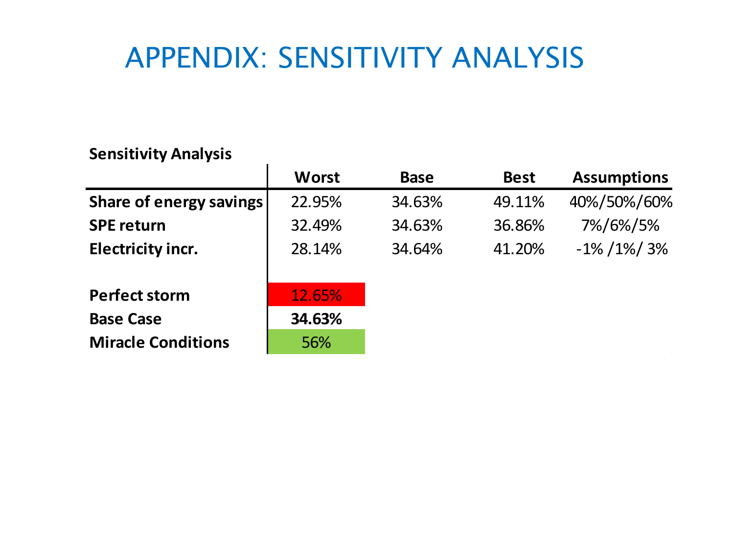# APPENDIX: SENSITIVITY ANALYSIS

**Sensitivity Analysis**

| | Worst | Base | Best | Assumptions |
|---|---|---|---|---|
| **Share of energy savings** | 22.95% | 34.63% | 49.11% | 40%/50%/60% |
| **SPE return** | 32.49% | 34.63% | 36.86% | 7%/6%/5% |
| **Electricity incr.** | 28.14% | 34.64% | 41.20% | -1% /1%/ 3% |
| | | | | |
| **Perfect storm** | 12.65% | | | |
| **Base Case** | **34.63%** | | | |
| **Miracle Conditions** | 56% | | | |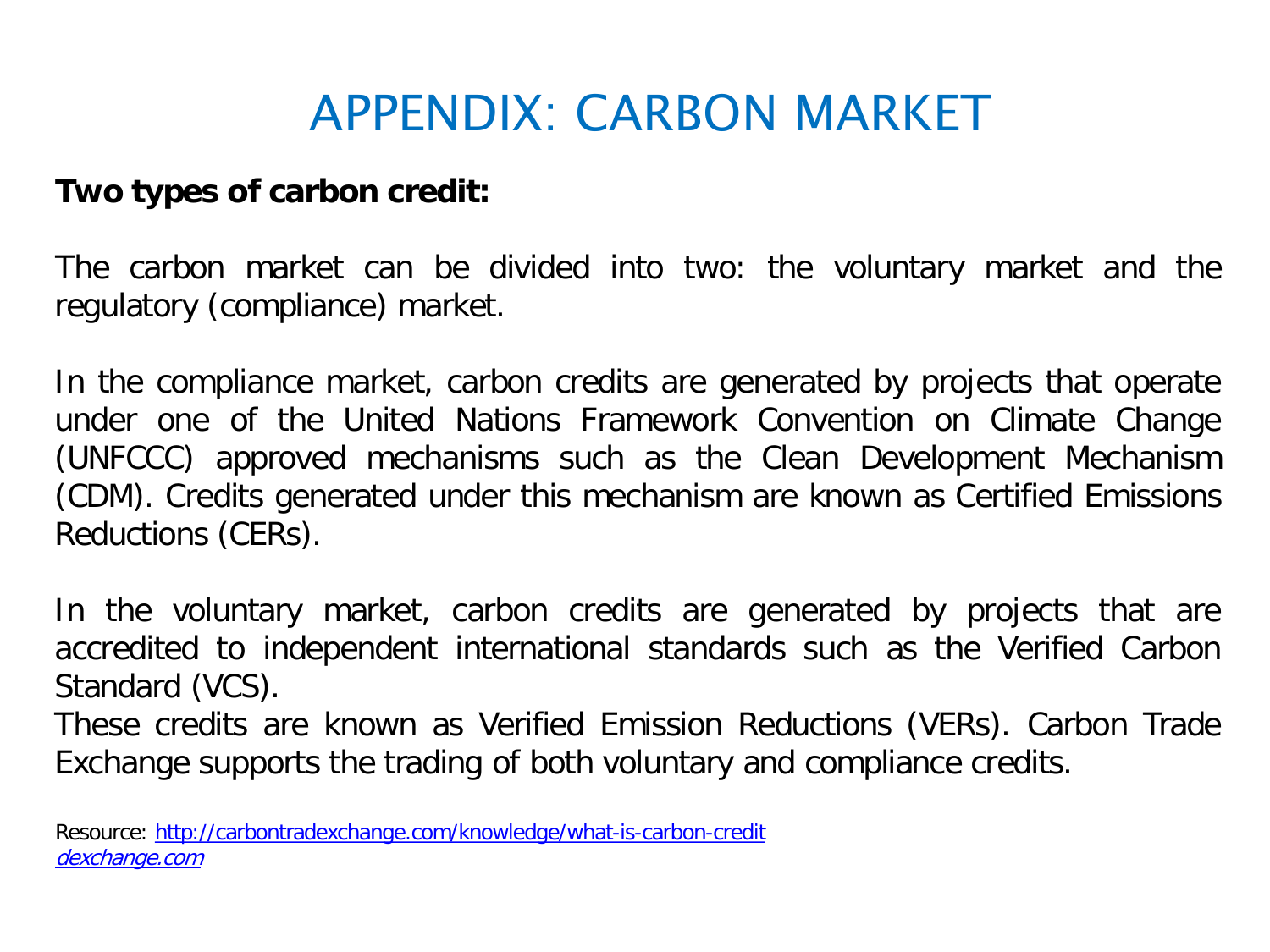# APPENDIX: CARBON MARKET

**Two types of carbon credit:**

The carbon market can be divided into two: the voluntary market and the regulatory (compliance) market.

In the compliance market, carbon credits are generated by projects that operate under one of the United Nations Framework Convention on Climate Change (UNFCCC) approved mechanisms such as the Clean Development Mechanism (CDM). Credits generated under this mechanism are known as Certified Emissions Reductions (CERs).

In the voluntary market, carbon credits are generated by projects that are accredited to independent international standards such as the Verified Carbon Standard (VCS).
These credits are known as Verified Emission Reductions (VERs). Carbon Trade Exchange supports the trading of both voluntary and compliance credits.

Resource: http://carbontradexchange.com/knowledge/what-is-carbon-credit
*dexchange.com*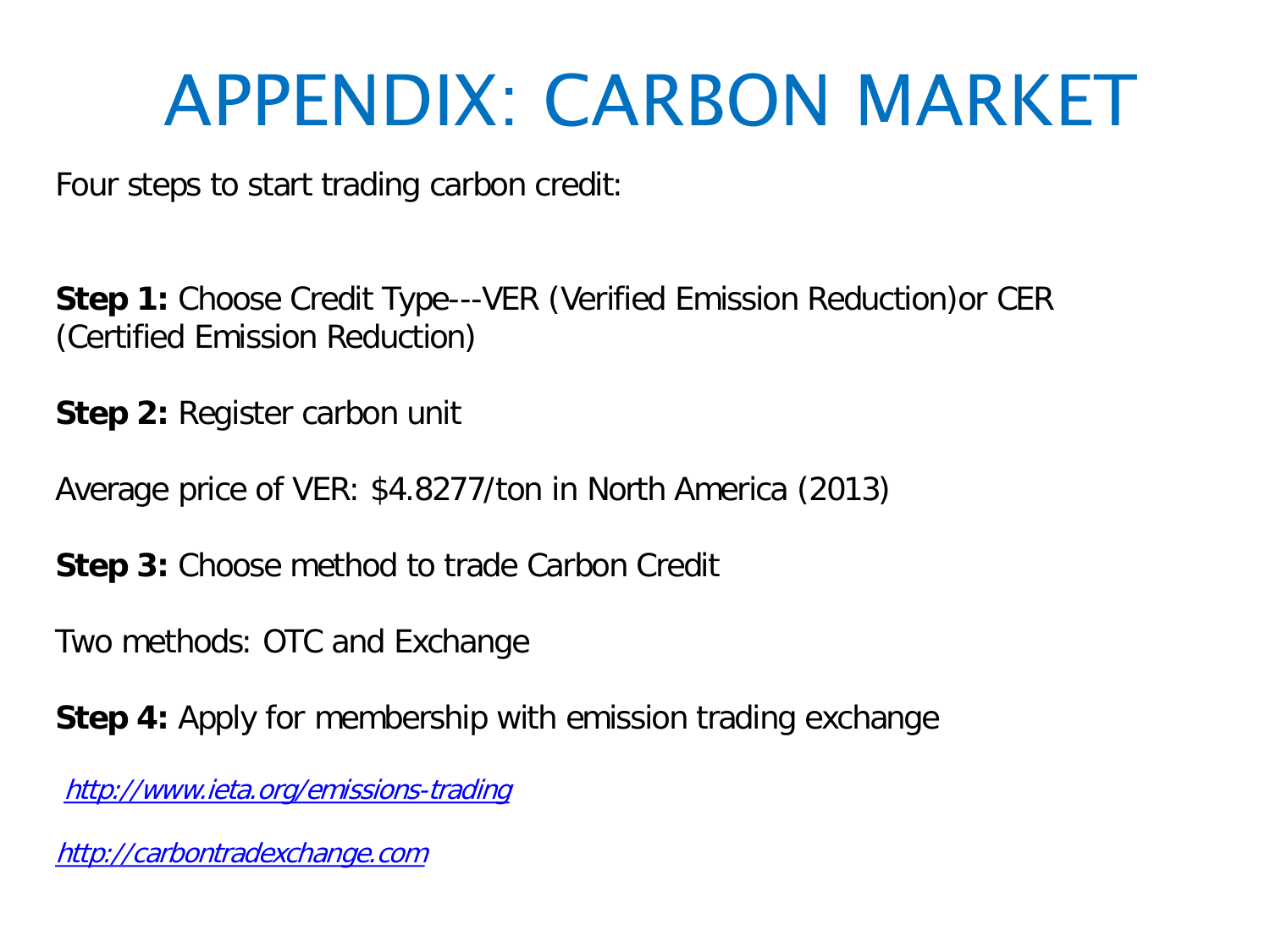# APPENDIX: CARBON MARKET

Four steps to start trading carbon credit:

**Step 1:** Choose Credit Type---VER (Verified Emission Reduction)or CER (Certified Emission Reduction)

**Step 2:** Register carbon unit

Average price of VER: $4.8277/ton in North America (2013)

**Step 3:** Choose method to trade Carbon Credit

Two methods: OTC and Exchange

**Step 4:** Apply for membership with emission trading exchange

http://www.ieta.org/emissions-trading

http://carbontradexchange.com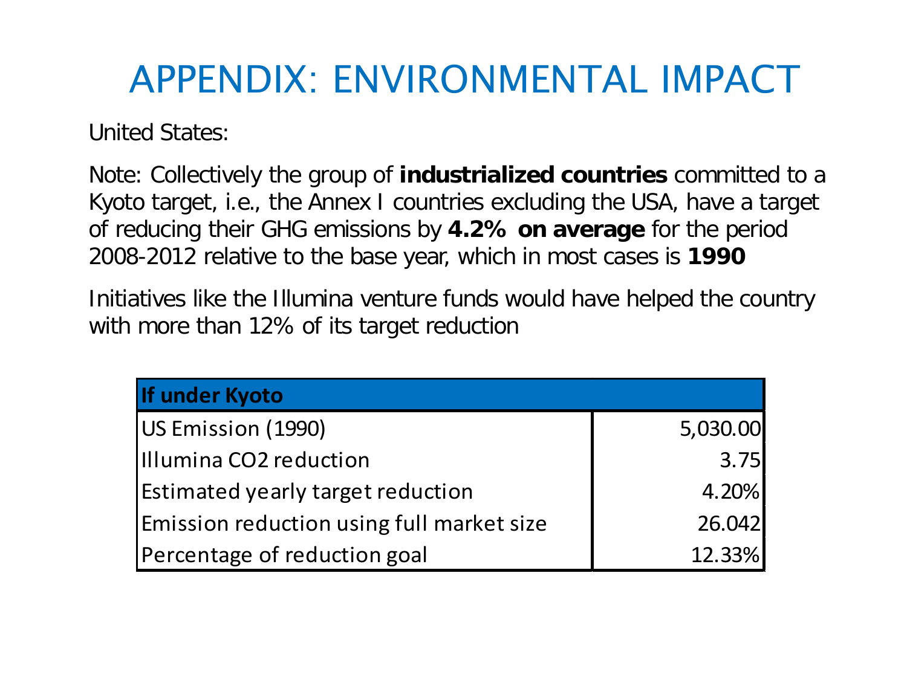# APPENDIX: ENVIRONMENTAL IMPACT

United States:

Note: Collectively the group of **industrialized countries** committed to a Kyoto target, i.e., the Annex I countries excluding the USA, have a target of reducing their GHG emissions by **4.2% on average** for the period 2008-2012 relative to the base year, which in most cases is **1990**

Initiatives like the Illumina venture funds would have helped the country with more than 12% of its target reduction

| **If under Kyoto** | |
|---|---|
| US Emission (1990) | 5,030.00 |
| Illumina CO2 reduction | 3.75 |
| Estimated yearly target reduction | 4.20% |
| Emission reduction using full market size | 26.042 |
| Percentage of reduction goal | 12.33% |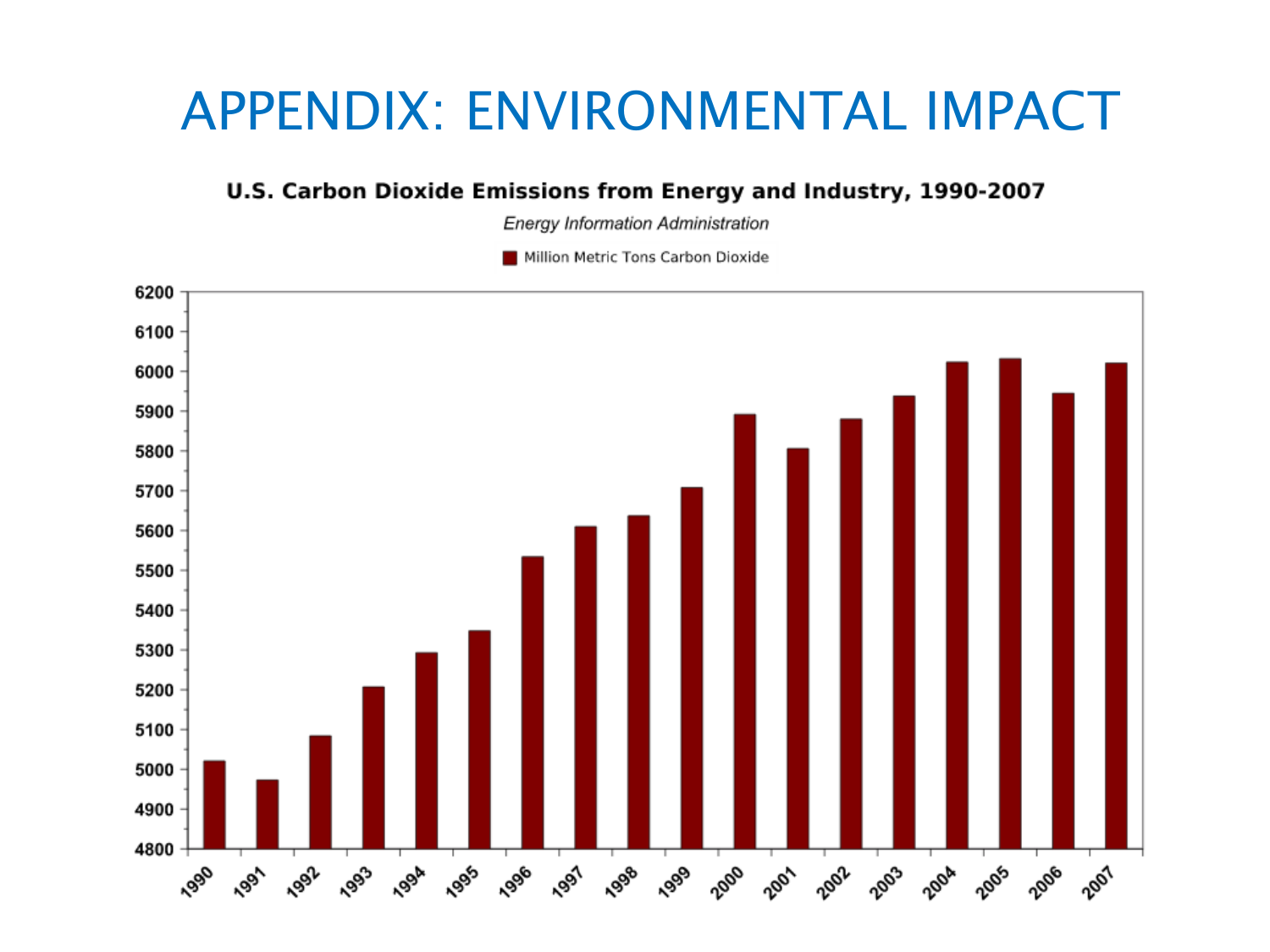# APPENDIX: ENVIRONMENTAL IMPACT

**U.S. Carbon Dioxide Emissions from Energy and Industry, 1990-2007**

*Energy Information Administration*

Million Metric Tons Carbon Dioxide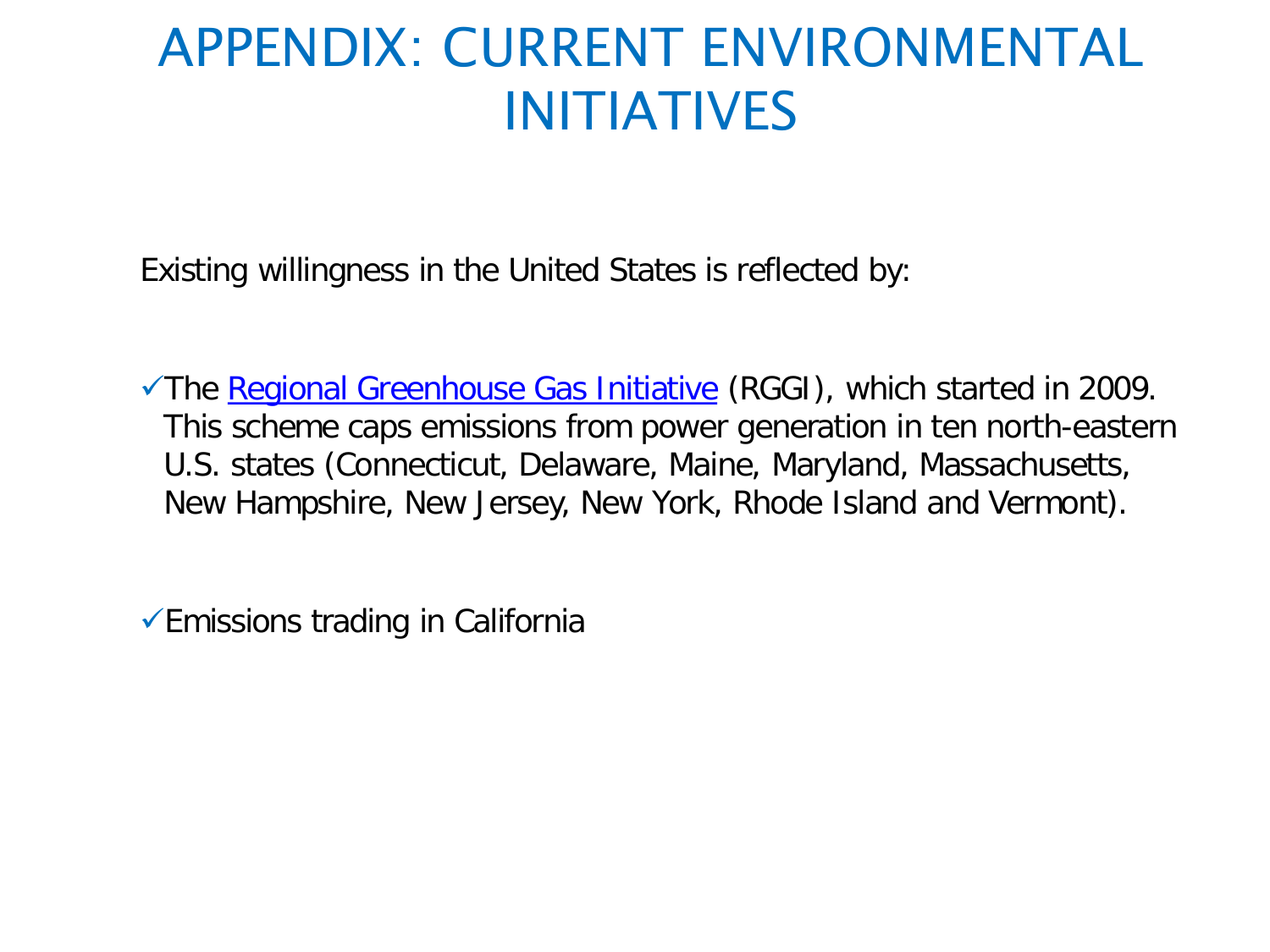# APPENDIX: CURRENT ENVIRONMENTAL INITIATIVES

Existing willingness in the United States is reflected by:

- ✓The Regional Greenhouse Gas Initiative (RGGI), which started in 2009. This scheme caps emissions from power generation in ten north-eastern U.S. states (Connecticut, Delaware, Maine, Maryland, Massachusetts, New Hampshire, New Jersey, New York, Rhode Island and Vermont).

- ✓Emissions trading in California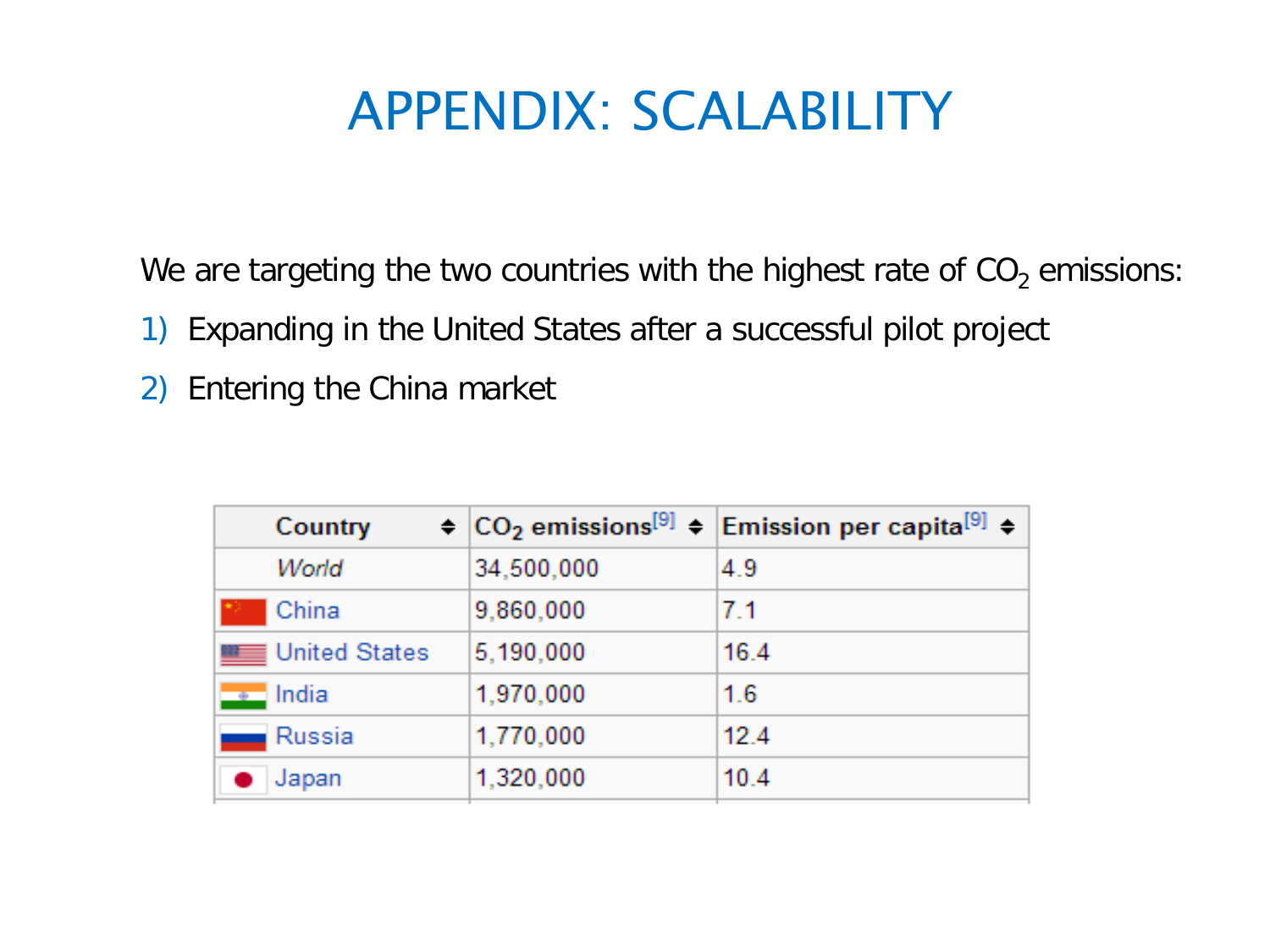# APPENDIX: SCALABILITY

We are targeting the two countries with the highest rate of $CO_2$ emissions:

1) Expanding in the United States after a successful pilot project
2) Entering the China market

| Country | $CO_2$ emissions[9] | Emission per capita[9] |
|---|---|---|
| *World* | 34,500,000 | 4.9 |
| China | 9,860,000 | 7.1 |
| United States | 5,190,000 | 16.4 |
| India | 1,970,000 | 1.6 |
| Russia | 1,770,000 | 12.4 |
| Japan | 1,320,000 | 10.4 |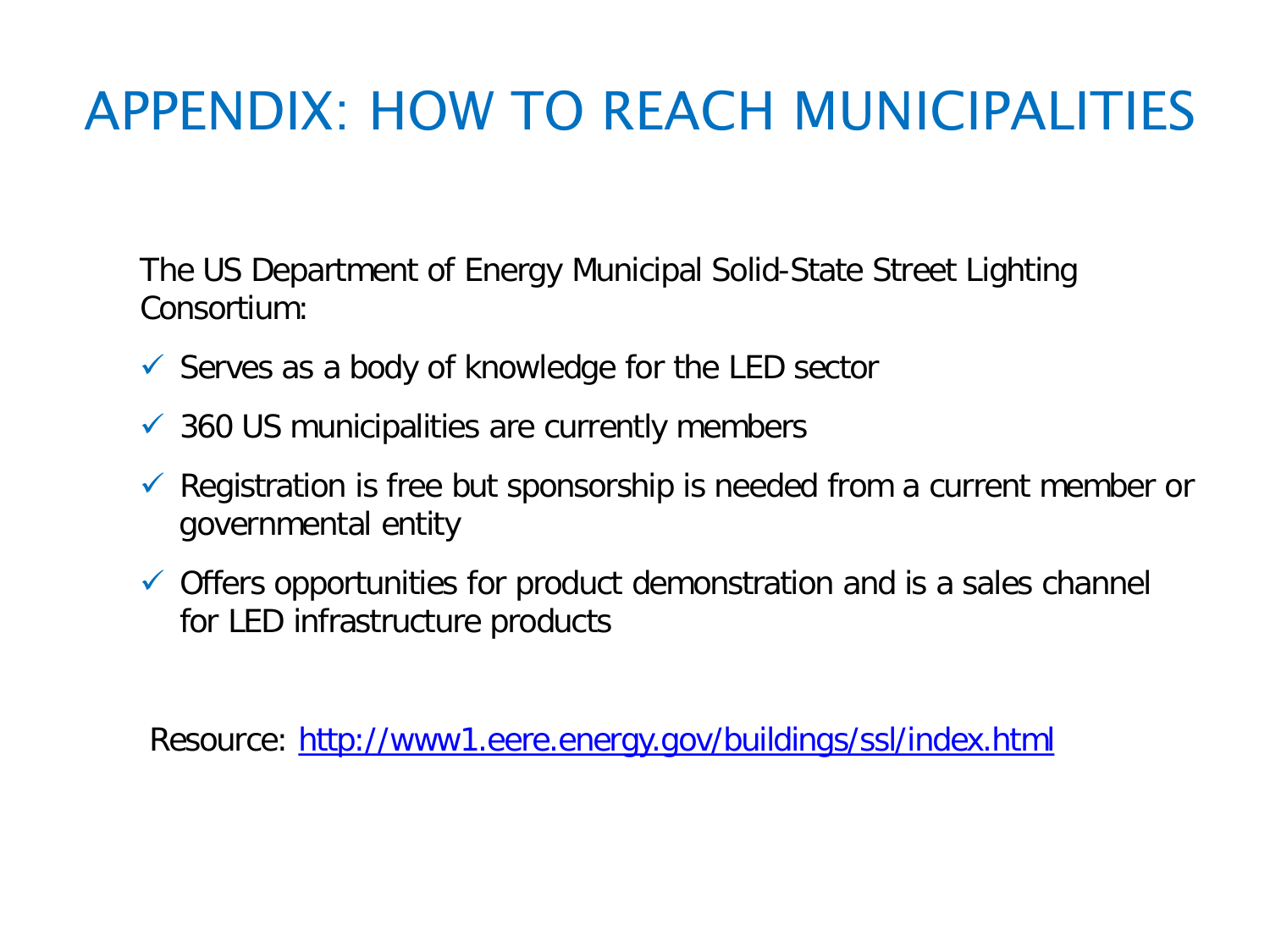# APPENDIX: HOW TO REACH MUNICIPALITIES

The US Department of Energy Municipal Solid-State Street Lighting Consortium:

- ✓ Serves as a body of knowledge for the LED sector
- ✓ 360 US municipalities are currently members
- ✓ Registration is free but sponsorship is needed from a current member or governmental entity
- ✓ Offers opportunities for product demonstration and is a sales channel for LED infrastructure products

Resource: [http://www1.eere.energy.gov/buildings/ssl/index.html](http://www1.eere.energy.gov/buildings/ssl/index.html)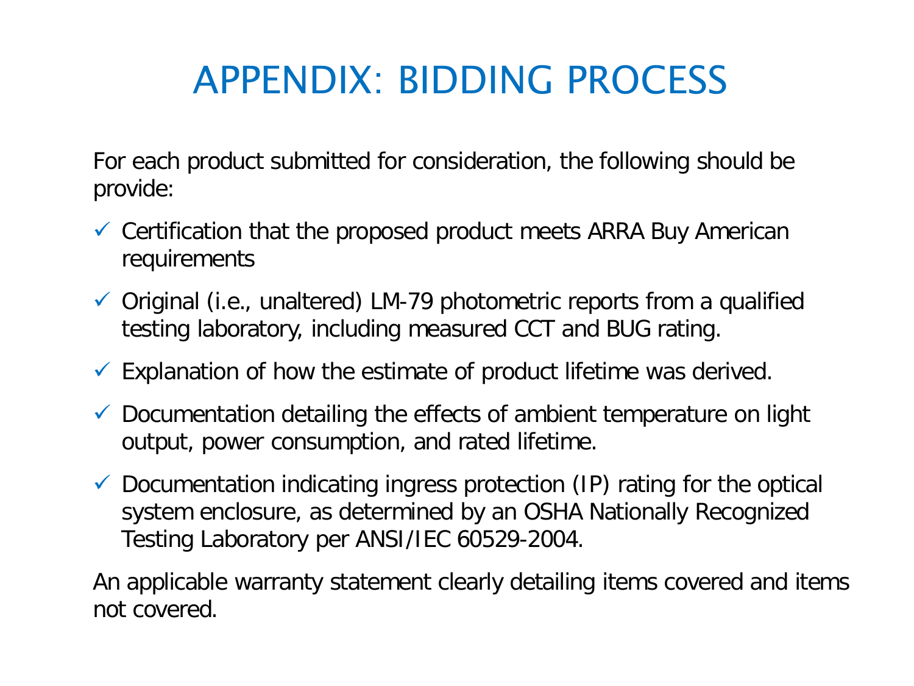# APPENDIX: BIDDING PROCESS

For each product submitted for consideration, the following should be provide:

- ✓ Certification that the proposed product meets ARRA Buy American requirements
- ✓ Original (i.e., unaltered) LM-79 photometric reports from a qualified testing laboratory, including measured CCT and BUG rating.
- ✓ Explanation of how the estimate of product lifetime was derived.
- ✓ Documentation detailing the effects of ambient temperature on light output, power consumption, and rated lifetime.
- ✓ Documentation indicating ingress protection (IP) rating for the optical system enclosure, as determined by an OSHA Nationally Recognized Testing Laboratory per ANSI/IEC 60529-2004.

An applicable warranty statement clearly detailing items covered and items not covered.